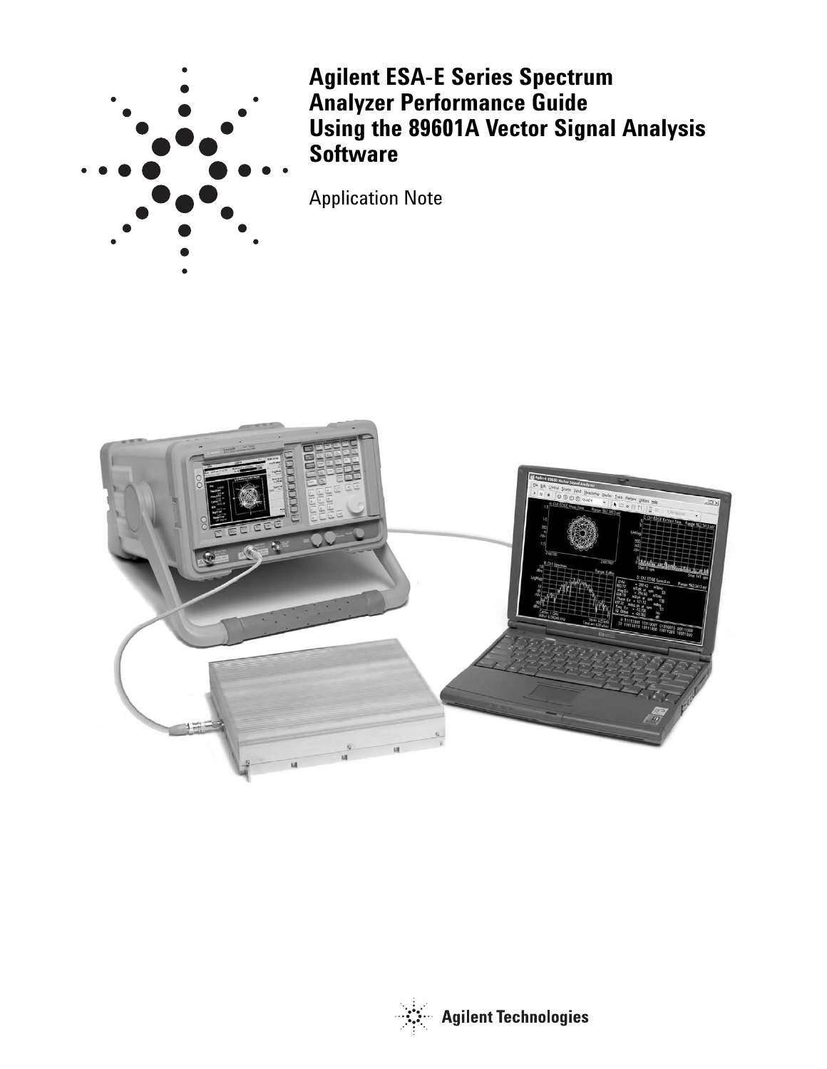# Agilent ESA-E Series Spectrum Analyzer Performance Guide Using the 89601A Vector Signal Analysis Software

Application Note

Agilent Technologies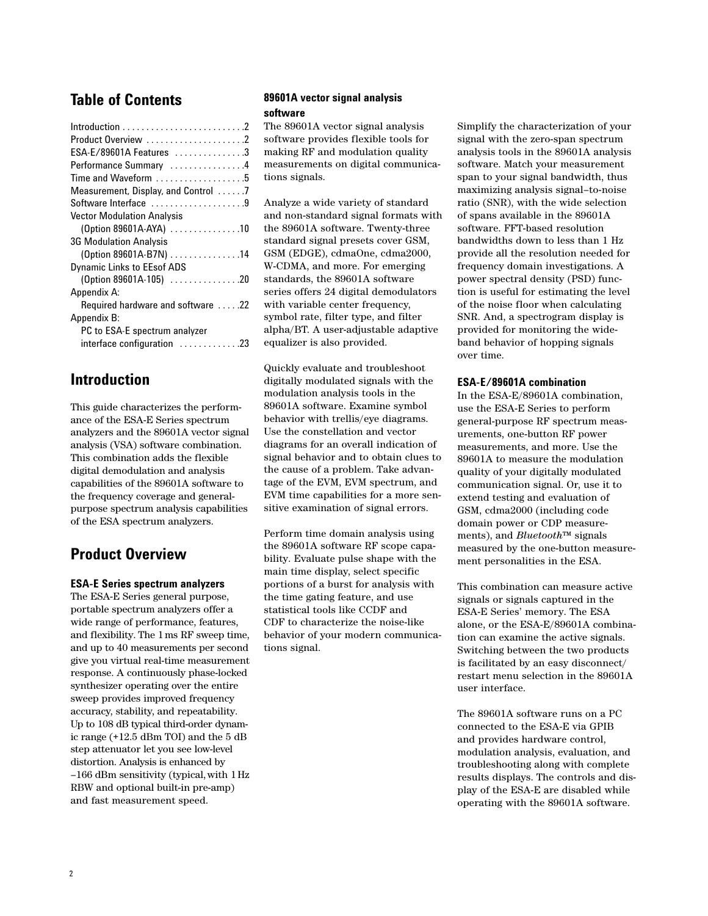## Table of Contents

Introduction . . . . . . . . . . . . . . . . . . . . . . . . . .2
Product Overview . . . . . . . . . . . . . . . . . . . . .2
ESA-E/89601A Features . . . . . . . . . . . . . . .3
Performance Summary . . . . . . . . . . . . . . . .4
Time and Waveform . . . . . . . . . . . . . . . . . . .5
Measurement, Display, and Control . . . . . .7
Software Interface . . . . . . . . . . . . . . . . . . . .9
Vector Modulation Analysis
(Option 89601A-AYA) . . . . . . . . . . . . . . .10
3G Modulation Analysis
(Option 89601A-B7N) . . . . . . . . . . . . . . .14
Dynamic Links to EEsof ADS
(Option 89601A-105) . . . . . . . . . . . . . . .20
Appendix A:
Required hardware and software . . . . .22
Appendix B:
PC to ESA-E spectrum analyzer
interface configuration . . . . . . . . . . . . .23

## Introduction

This guide characterizes the performance of the ESA-E Series spectrum analyzers and the 89601A vector signal analysis (VSA) software combination. This combination adds the flexible digital demodulation and analysis capabilities of the 89601A software to the frequency coverage and general-purpose spectrum analysis capabilities of the ESA spectrum analyzers.

## Product Overview

### ESA-E Series spectrum analyzers

The ESA-E Series general purpose, portable spectrum analyzers offer a wide range of performance, features, and flexibility. The 1 ms RF sweep time, and up to 40 measurements per second give you virtual real-time measurement response. A continuously phase-locked synthesizer operating over the entire sweep provides improved frequency accuracy, stability, and repeatability. Up to 108 dB typical third-order dynamic range (+12.5 dBm TOI) and the 5 dB step attenuator let you see low-level distortion. Analysis is enhanced by –166 dBm sensitivity (typical, with 1 Hz RBW and optional built-in pre-amp) and fast measurement speed.

### 89601A vector signal analysis software

The 89601A vector signal analysis software provides flexible tools for making RF and modulation quality measurements on digital communications signals.

Analyze a wide variety of standard and non-standard signal formats with the 89601A software. Twenty-three standard signal presets cover GSM, GSM (EDGE), cdmaOne, cdma2000, W-CDMA, and more. For emerging standards, the 89601A software series offers 24 digital demodulators with variable center frequency, symbol rate, filter type, and filter alpha/BT. A user-adjustable adaptive equalizer is also provided.

Quickly evaluate and troubleshoot digitally modulated signals with the modulation analysis tools in the 89601A software. Examine symbol behavior with trellis/eye diagrams. Use the constellation and vector diagrams for an overall indication of signal behavior and to obtain clues to the cause of a problem. Take advantage of the EVM, EVM spectrum, and EVM time capabilities for a more sensitive examination of signal errors.

Perform time domain analysis using the 89601A software RF scope capability. Evaluate pulse shape with the main time display, select specific portions of a burst for analysis with the time gating feature, and use statistical tools like CCDF and CDF to characterize the noise-like behavior of your modern communications signal.

Simplify the characterization of your signal with the zero-span spectrum analysis tools in the 89601A analysis software. Match your measurement span to your signal bandwidth, thus maximizing analysis signal–to-noise ratio (SNR), with the wide selection of spans available in the 89601A software. FFT-based resolution bandwidths down to less than 1 Hz provide all the resolution needed for frequency domain investigations. A power spectral density (PSD) function is useful for estimating the level of the noise floor when calculating SNR. And, a spectrogram display is provided for monitoring the wide-band behavior of hopping signals over time.

### ESA-E/89601A combination

In the ESA-E/89601A combination, use the ESA-E Series to perform general-purpose RF spectrum measurements, one-button RF power measurements, and more. Use the 89601A to measure the modulation quality of your digitally modulated communication signal. Or, use it to extend testing and evaluation of GSM, cdma2000 (including code domain power or CDP measurements), and *Bluetooth*™ signals measured by the one-button measurement personalities in the ESA.

This combination can measure active signals or signals captured in the ESA-E Series' memory. The ESA alone, or the ESA-E/89601A combination can examine the active signals. Switching between the two products is facilitated by an easy disconnect/restart menu selection in the 89601A user interface.

The 89601A software runs on a PC connected to the ESA-E via GPIB and provides hardware control, modulation analysis, evaluation, and troubleshooting along with complete results displays. The controls and display of the ESA-E are disabled while operating with the 89601A software.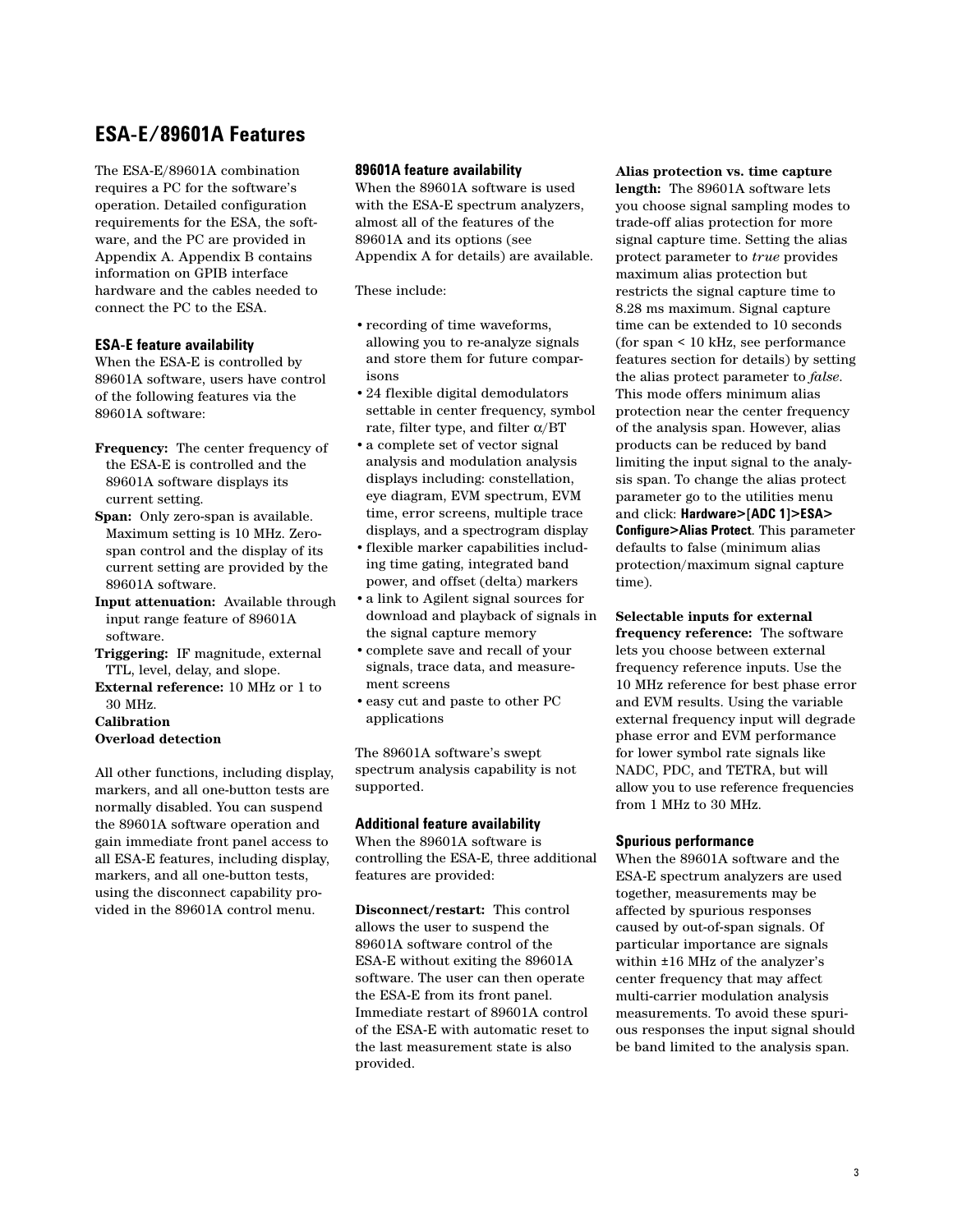## ESA-E/89601A Features

The ESA-E/89601A combination requires a PC for the software's operation. Detailed configuration requirements for the ESA, the software, and the PC are provided in Appendix A. Appendix B contains information on GPIB interface hardware and the cables needed to connect the PC to the ESA.

### ESA-E feature availability

When the ESA-E is controlled by 89601A software, users have control of the following features via the 89601A software:

**Frequency:** The center frequency of the ESA-E is controlled and the 89601A software displays its current setting.
**Span:** Only zero-span is available. Maximum setting is 10 MHz. Zero-span control and the display of its current setting are provided by the 89601A software.
**Input attenuation:** Available through input range feature of 89601A software.
**Triggering:** IF magnitude, external TTL, level, delay, and slope.
**External reference:** 10 MHz or 1 to 30 MHz.
**Calibration**
**Overload detection**

All other functions, including display, markers, and all one-button tests are normally disabled. You can suspend the 89601A software operation and gain immediate front panel access to all ESA-E features, including display, markers, and all one-button tests, using the disconnect capability provided in the 89601A control menu.

### 89601A feature availability

When the 89601A software is used with the ESA-E spectrum analyzers, almost all of the features of the 89601A and its options (see Appendix A for details) are available.

These include:

- recording of time waveforms, allowing you to re-analyze signals and store them for future comparisons
- 24 flexible digital demodulators settable in center frequency, symbol rate, filter type, and filter α/BT
- a complete set of vector signal analysis and modulation analysis displays including: constellation, eye diagram, EVM spectrum, EVM time, error screens, multiple trace displays, and a spectrogram display
- flexible marker capabilities including time gating, integrated band power, and offset (delta) markers
- a link to Agilent signal sources for download and playback of signals in the signal capture memory
- complete save and recall of your signals, trace data, and measurement screens
- easy cut and paste to other PC applications

The 89601A software's swept spectrum analysis capability is not supported.

### Additional feature availability

When the 89601A software is controlling the ESA-E, three additional features are provided:

**Disconnect/restart:** This control allows the user to suspend the 89601A software control of the ESA-E without exiting the 89601A software. The user can then operate the ESA-E from its front panel. Immediate restart of 89601A control of the ESA-E with automatic reset to the last measurement state is also provided.

**Alias protection vs. time capture length:** The 89601A software lets you choose signal sampling modes to trade-off alias protection for more signal capture time. Setting the alias protect parameter to *true* provides maximum alias protection but restricts the signal capture time to 8.28 ms maximum. Signal capture time can be extended to 10 seconds (for span < 10 kHz, see performance features section for details) by setting the alias protect parameter to *false*. This mode offers minimum alias protection near the center frequency of the analysis span. However, alias products can be reduced by band limiting the input signal to the analysis span. To change the alias protect parameter go to the utilities menu and click: **Hardware>[ADC 1]>ESA> Configure>Alias Protect**. This parameter defaults to false (minimum alias protection/maximum signal capture time).

**Selectable inputs for external frequency reference:** The software lets you choose between external frequency reference inputs. Use the 10 MHz reference for best phase error and EVM results. Using the variable external frequency input will degrade phase error and EVM performance for lower symbol rate signals like NADC, PDC, and TETRA, but will allow you to use reference frequencies from 1 MHz to 30 MHz.

### Spurious performance

When the 89601A software and the ESA-E spectrum analyzers are used together, measurements may be affected by spurious responses caused by out-of-span signals. Of particular importance are signals within ±16 MHz of the analyzer's center frequency that may affect multi-carrier modulation analysis measurements. To avoid these spurious responses the input signal should be band limited to the analysis span.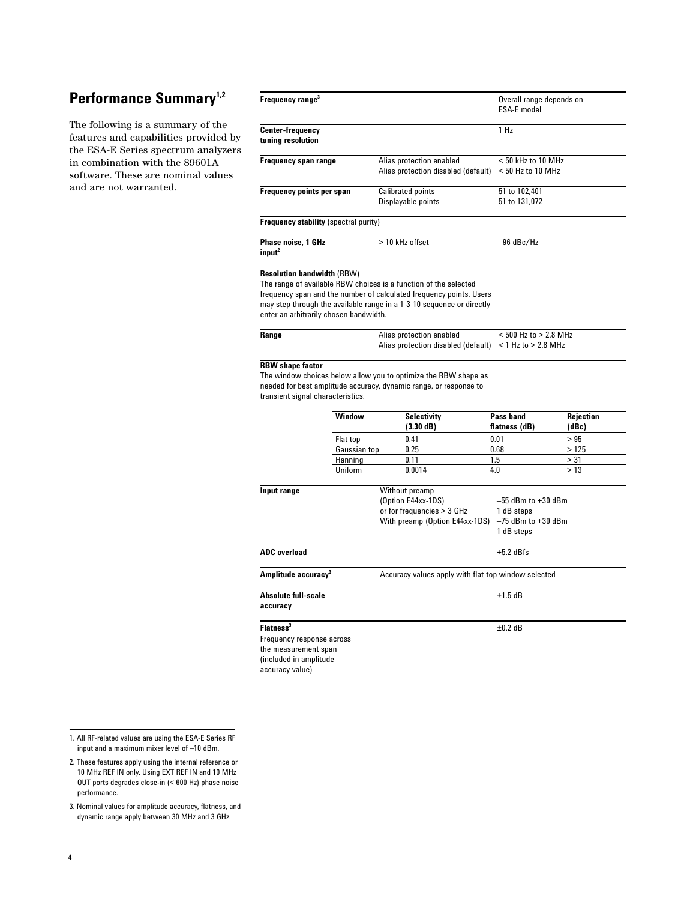## Performance Summary[1,2]

The following is a summary of the features and capabilities provided by the ESA-E Series spectrum analyzers in combination with the 89601A software. These are nominal values and are not warranted.

| | | |
|---|---|---|
| **Frequency range**[3] | | Overall range depends on ESA-E model |
| **Center-frequency tuning resolution** | | 1 Hz |
| **Frequency span range** | Alias protection enabled<br>Alias protection disabled (default) | < 50 kHz to 10 MHz<br>< 50 Hz to 10 MHz |
| **Frequency points per span** | Calibrated points<br>Displayable points | 51 to 102,401<br>51 to 131,072 |

**Frequency stability** (spectral purity)

| | | |
|---|---|---|
| **Phase noise, 1 GHz input**[2] | > 10 kHz offset | –96 dBc/Hz |

**Resolution bandwidth** (RBW)

The range of available RBW choices is a function of the selected frequency span and the number of calculated frequency points. Users may step through the available range in a 1-3-10 sequence or directly enter an arbitrarily chosen bandwidth.

| | | |
|---|---|---|
| **Range** | Alias protection enabled<br>Alias protection disabled (default) | < 500 Hz to > 2.8 MHz<br>< 1 Hz to > 2.8 MHz |

**RBW shape factor**

The window choices below allow you to optimize the RBW shape as needed for best amplitude accuracy, dynamic range, or response to transient signal characteristics.

| Window | Selectivity (3.30 dB) | Pass band flatness (dB) | Rejection (dBc) |
|---|---|---|---|
| Flat top | 0.41 | 0.01 | > 95 |
| Gaussian top | 0.25 | 0.68 | > 125 |
| Hanning | 0.11 | 1.5 | > 31 |
| Uniform | 0.0014 | 4.0 | > 13 |

| | | |
|---|---|---|
| **Input range** | Without preamp (Option E44xx-1DS) or for frequencies > 3 GHz | –55 dBm to +30 dBm<br>1 dB steps |
| | With preamp (Option E44xx-1DS) | –75 dBm to +30 dBm<br>1 dB steps |
| **ADC overload** | | +5.2 dBfs |
| **Amplitude accuracy**[3] | Accuracy values apply with flat-top window selected | |
| **Absolute full-scale accuracy** | | ±1.5 dB |
| **Flatness**[3]<br>Frequency response across the measurement span (included in amplitude accuracy value) | | ±0.2 dB |

1. All RF-related values are using the ESA-E Series RF input and a maximum mixer level of –10 dBm.
2. These features apply using the internal reference or 10 MHz REF IN only. Using EXT REF IN and 10 MHz OUT ports degrades close-in (< 600 Hz) phase noise performance.
3. Nominal values for amplitude accuracy, flatness, and dynamic range apply between 30 MHz and 3 GHz.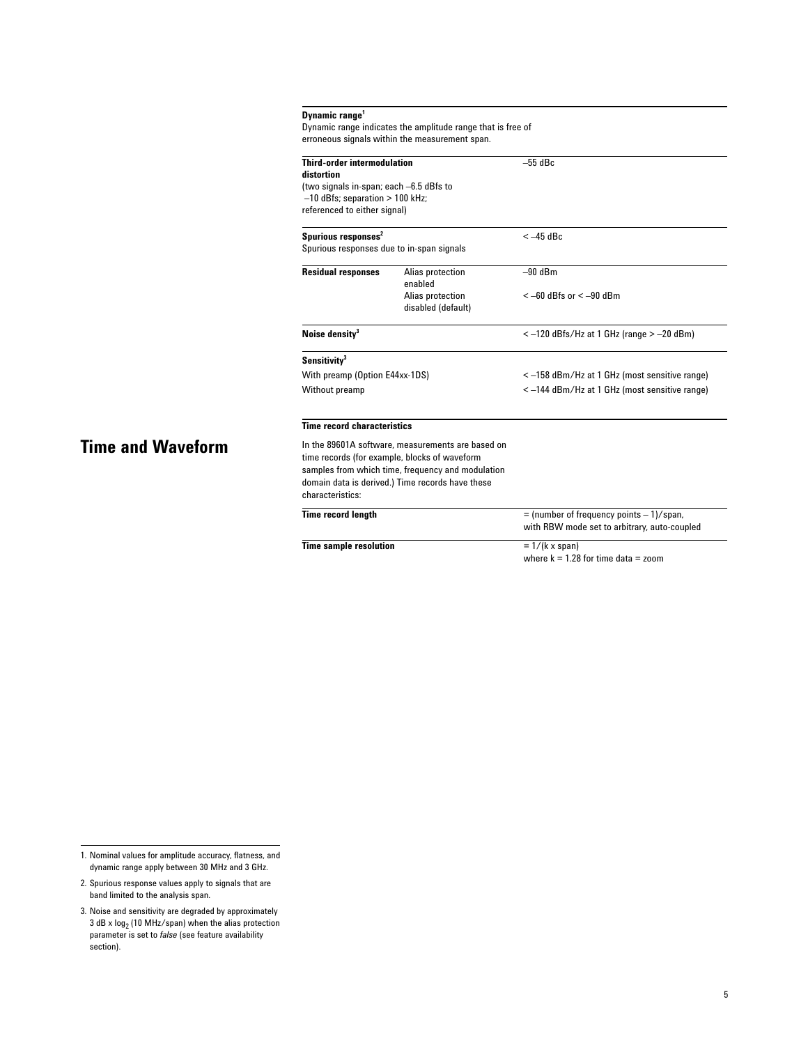**Dynamic range**[1]

Dynamic range indicates the amplitude range that is free of erroneous signals within the measurement span.

| | | |
|---|---|---|
| **Third-order intermodulation distortion** (two signals in-span; each –6.5 dBfs to –10 dBfs; separation > 100 kHz; referenced to either signal) | | –55 dBc |
| **Spurious responses**[2] Spurious responses due to in-span signals | | < –45 dBc |
| **Residual responses** | Alias protection enabled | –90 dBm |
| | Alias protection disabled (default) | < –60 dBfs or < –90 dBm |
| **Noise density**[3] | | < –120 dBfs/Hz at 1 GHz (range > –20 dBm) |
| **Sensitivity**[3] | | |
| With preamp (Option E44xx-1DS) | | < –158 dBm/Hz at 1 GHz (most sensitive range) |
| Without preamp | | < –144 dBm/Hz at 1 GHz (most sensitive range) |

## Time and Waveform

**Time record characteristics**

In the 89601A software, measurements are based on time records (for example, blocks of waveform samples from which time, frequency and modulation domain data is derived.) Time records have these characteristics:

| | |
|---|---|
| **Time record length** | = (number of frequency points – 1)/span, with RBW mode set to arbitrary, auto-coupled |
| **Time sample resolution** | = 1/(k x span) where k = 1.28 for time data = zoom |

1. Nominal values for amplitude accuracy, flatness, and dynamic range apply between 30 MHz and 3 GHz.
2. Spurious response values apply to signals that are band limited to the analysis span.
3. Noise and sensitivity are degraded by approximately 3 dB x $\log_2$ (10 MHz/span) when the alias protection parameter is set to *false* (see feature availability section).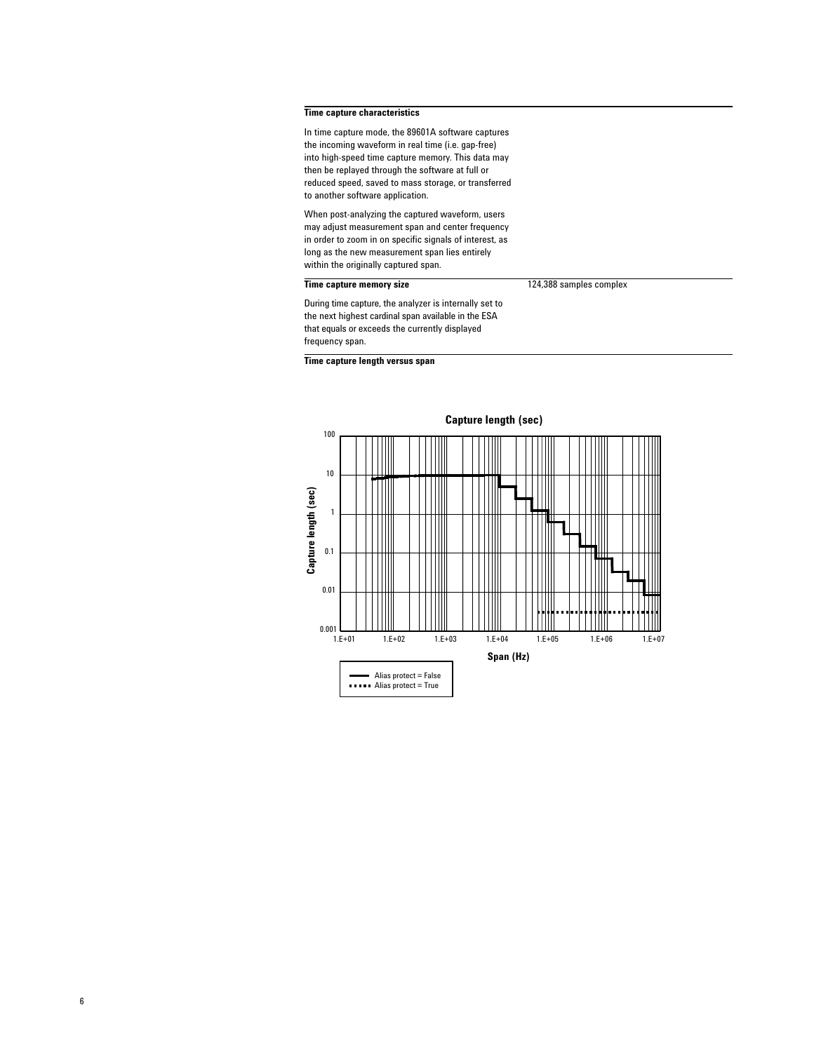**Time capture characteristics**

In time capture mode, the 89601A software captures the incoming waveform in real time (i.e. gap-free) into high-speed time capture memory. This data may then be replayed through the software at full or reduced speed, saved to mass storage, or transferred to another software application.

When post-analyzing the captured waveform, users may adjust measurement span and center frequency in order to zoom in on specific signals of interest, as long as the new measurement span lies entirely within the originally captured span.

| **Time capture memory size** | 124,388 samples complex |
| --- | --- |

During time capture, the analyzer is internally set to the next highest cardinal span available in the ESA that equals or exceeds the currently displayed frequency span.

**Time capture length versus span**

Capture length (sec)

Capture length (sec)

Span (Hz)

Alias protect = False
Alias protect = True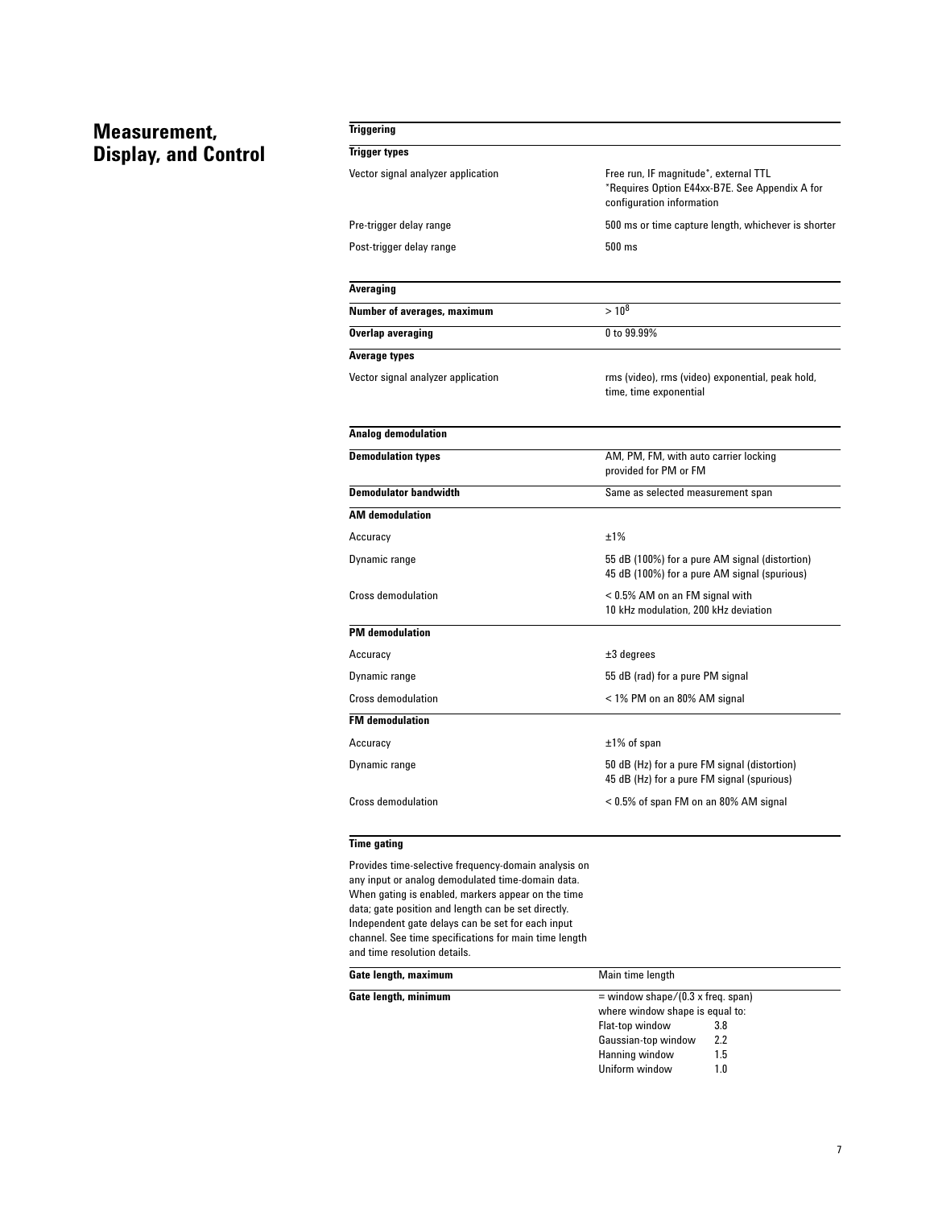# Measurement, Display, and Control

| Triggering | |
|---|---|
| **Trigger types** | |
| Vector signal analyzer application | Free run, IF magnitude*, external TTL<br>*Requires Option E44xx-B7E. See Appendix A for configuration information |
| Pre-trigger delay range | 500 ms or time capture length, whichever is shorter |
| Post-trigger delay range | 500 ms |

| Averaging | |
|---|---|
| **Number of averages, maximum** | $> 10^8$ |
| **Overlap averaging** | 0 to 99.99% |
| **Average types** | |
| Vector signal analyzer application | rms (video), rms (video) exponential, peak hold, time, time exponential |

| Analog demodulation | |
|---|---|
| **Demodulation types** | AM, PM, FM, with auto carrier locking provided for PM or FM |
| **Demodulator bandwidth** | Same as selected measurement span |
| **AM demodulation** | |
| Accuracy | ±1% |
| Dynamic range | 55 dB (100%) for a pure AM signal (distortion)<br>45 dB (100%) for a pure AM signal (spurious) |
| Cross demodulation | < 0.5% AM on an FM signal with 10 kHz modulation, 200 kHz deviation |
| **PM demodulation** | |
| Accuracy | ±3 degrees |
| Dynamic range | 55 dB (rad) for a pure PM signal |
| Cross demodulation | < 1% PM on an 80% AM signal |
| **FM demodulation** | |
| Accuracy | ±1% of span |
| Dynamic range | 50 dB (Hz) for a pure FM signal (distortion)<br>45 dB (Hz) for a pure FM signal (spurious) |
| Cross demodulation | < 0.5% of span FM on an 80% AM signal |

**Time gating**

Provides time-selective frequency-domain analysis on any input or analog demodulated time-domain data. When gating is enabled, markers appear on the time data; gate position and length can be set directly. Independent gate delays can be set for each input channel. See time specifications for main time length and time resolution details.

| | |
|---|---|
| **Gate length, maximum** | Main time length |
| **Gate length, minimum** | = window shape/(0.3 x freq. span)<br>where window shape is equal to:<br>Flat-top window 3.8<br>Gaussian-top window 2.2<br>Hanning window 1.5<br>Uniform window 1.0 |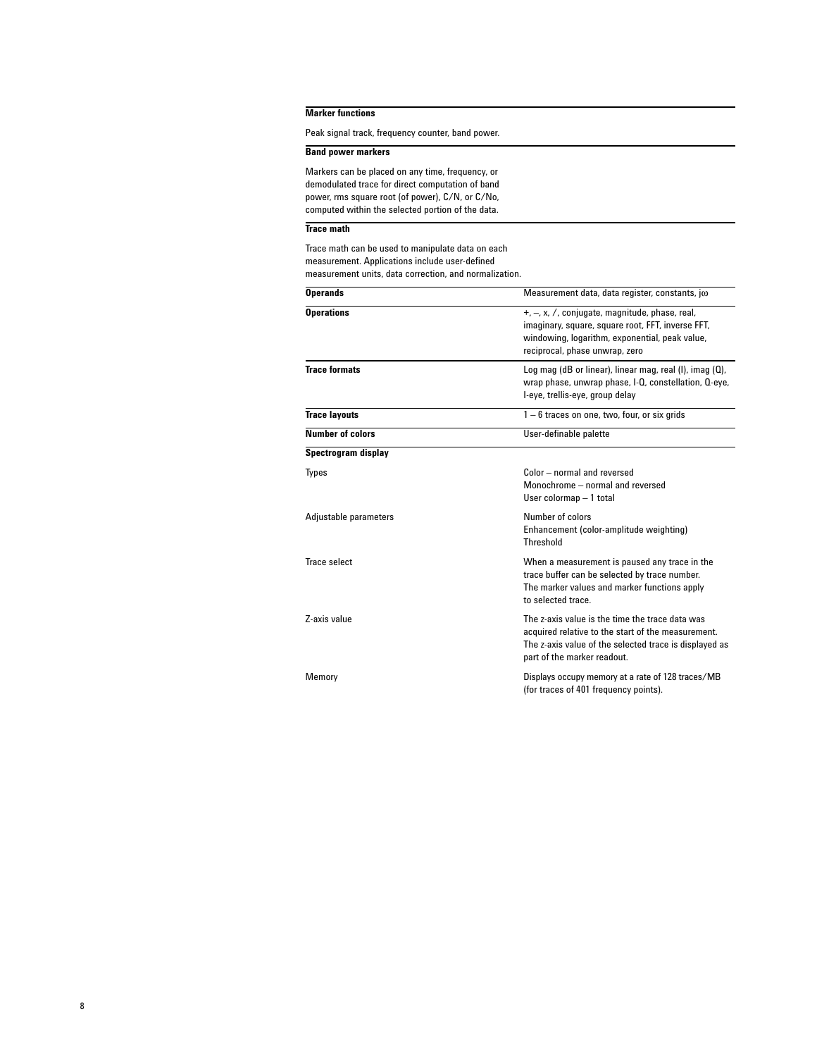### Marker functions

Peak signal track, frequency counter, band power.

### Band power markers

Markers can be placed on any time, frequency, or demodulated trace for direct computation of band power, rms square root (of power), C/N, or C/No, computed within the selected portion of the data.

### Trace math

Trace math can be used to manipulate data on each measurement. Applications include user-defined measurement units, data correction, and normalization.

| | |
|---|---|
| **Operands** | Measurement data, data register, constants, jω |
| **Operations** | +, –, x, /, conjugate, magnitude, phase, real, imaginary, square, square root, FFT, inverse FFT, windowing, logarithm, exponential, peak value, reciprocal, phase unwrap, zero |
| **Trace formats** | Log mag (dB or linear), linear mag, real (I), imag (Q), wrap phase, unwrap phase, I-Q, constellation, Q-eye, I-eye, trellis-eye, group delay |
| **Trace layouts** | 1 – 6 traces on one, two, four, or six grids |
| **Number of colors** | User-definable palette |
| **Spectrogram display** | |
| Types | Color – normal and reversed<br>Monochrome – normal and reversed<br>User colormap – 1 total |
| Adjustable parameters | Number of colors<br>Enhancement (color-amplitude weighting)<br>Threshold |
| Trace select | When a measurement is paused any trace in the trace buffer can be selected by trace number. The marker values and marker functions apply to selected trace. |
| Z-axis value | The z-axis value is the time the trace data was acquired relative to the start of the measurement. The z-axis value of the selected trace is displayed as part of the marker readout. |
| Memory | Displays occupy memory at a rate of 128 traces/MB (for traces of 401 frequency points). |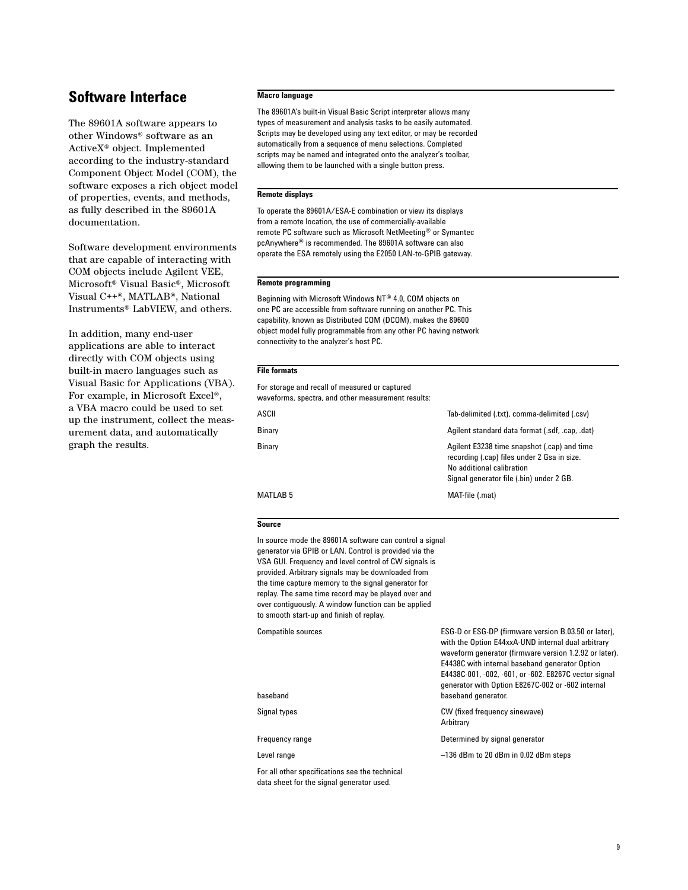## Software Interface

The 89601A software appears to other Windows® software as an ActiveX® object. Implemented according to the industry-standard Component Object Model (COM), the software exposes a rich object model of properties, events, and methods, as fully described in the 89601A documentation.

Software development environments that are capable of interacting with COM objects include Agilent VEE, Microsoft® Visual Basic®, Microsoft Visual C++®, MATLAB®, National Instruments® LabVIEW, and others.

In addition, many end-user applications are able to interact directly with COM objects using built-in macro languages such as Visual Basic for Applications (VBA). For example, in Microsoft Excel®, a VBA macro could be used to set up the instrument, collect the measurement data, and automatically graph the results.

### Macro language

The 89601A's built-in Visual Basic Script interpreter allows many types of measurement and analysis tasks to be easily automated. Scripts may be developed using any text editor, or may be recorded automatically from a sequence of menu selections. Completed scripts may be named and integrated onto the analyzer's toolbar, allowing them to be launched with a single button press.

### Remote displays

To operate the 89601A/ESA-E combination or view its displays from a remote location, the use of commercially-available remote PC software such as Microsoft NetMeeting® or Symantec pcAnywhere® is recommended. The 89601A software can also operate the ESA remotely using the E2050 LAN-to-GPIB gateway.

### Remote programming

Beginning with Microsoft Windows NT® 4.0, COM objects on one PC are accessible from software running on another PC. This capability, known as Distributed COM (DCOM), makes the 89600 object model fully programmable from any other PC having network connectivity to the analyzer's host PC.

### File formats

For storage and recall of measured or captured waveforms, spectra, and other measurement results:

| | |
|---|---|
| ASCII | Tab-delimited (.txt), comma-delimited (.csv) |
| Binary | Agilent standard data format (.sdf, .cap, .dat) |
| Binary | Agilent E3238 time snapshot (.cap) and time recording (.cap) files under 2 Gsa in size. No additional calibration Signal generator file (.bin) under 2 GB. |
| MATLAB 5 | MAT-file (.mat) |

### Source

In source mode the 89601A software can control a signal generator via GPIB or LAN. Control is provided via the VSA GUI. Frequency and level control of CW signals is provided. Arbitrary signals may be downloaded from the time capture memory to the signal generator for replay. The same time record may be played over and over contiguously. A window function can be applied to smooth start-up and finish of replay.

| | |
|---|---|
| Compatible sources baseband | ESG-D or ESG-DP (firmware version B.03.50 or later), with the Option E44xxA-UND internal dual arbitrary waveform generator (firmware version 1.2.92 or later). E4438C with internal baseband generator Option E4438C-001, -002, -601, or -602. E8267C vector signal generator with Option E8267C-002 or -602 internal baseband generator. |
| Signal types | CW (fixed frequency sinewave) Arbitrary |
| Frequency range | Determined by signal generator |
| Level range | –136 dBm to 20 dBm in 0.02 dBm steps |

For all other specifications see the technical data sheet for the signal generator used.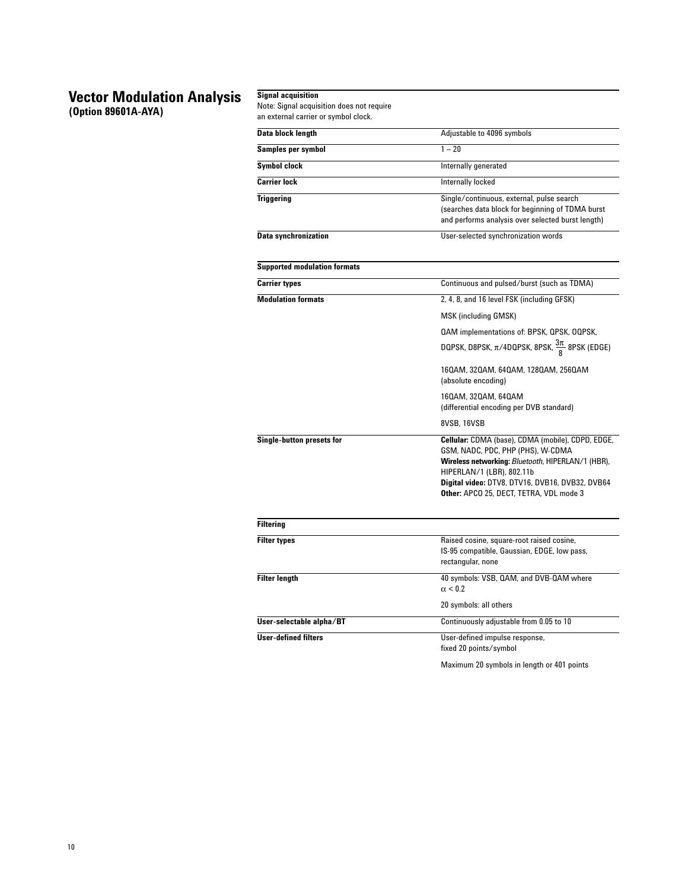# Vector Modulation Analysis
## (Option 89601A-AYA)

**Signal acquisition**

Note: Signal acquisition does not require an external carrier or symbol clock.

| | |
|---|---|
| **Data block length** | Adjustable to 4096 symbols |
| **Samples per symbol** | 1 – 20 |
| **Symbol clock** | Internally generated |
| **Carrier lock** | Internally locked |
| **Triggering** | Single/continuous, external, pulse search (searches data block for beginning of TDMA burst and performs analysis over selected burst length) |
| **Data synchronization** | User-selected synchronization words |

**Supported modulation formats**

| | |
|---|---|
| **Carrier types** | Continuous and pulsed/burst (such as TDMA) |
| **Modulation formats** | 2, 4, 8, and 16 level FSK (including GFSK) |
| | MSK (including GMSK) |
| | QAM implementations of: BPSK, QPSK, OQPSK, DQPSK, D8PSK, $\pi$/4DQPSK, 8PSK, $\frac{3\pi}{8}$ 8PSK (EDGE) |
| | 16QAM, 32QAM, 64QAM, 128QAM, 256QAM (absolute encoding) |
| | 16QAM, 32QAM, 64QAM (differential encoding per DVB standard) |
| | 8VSB, 16VSB |
| **Single-button presets for** | **Cellular:** CDMA (base), CDMA (mobile), CDPD, EDGE, GSM, NADC, PDC, PHP (PHS), W-CDMA **Wireless networking:** *Bluetooth*, HIPERLAN/1 (HBR), HIPERLAN/1 (LBR), 802.11b **Digital video:** DTV8, DTV16, DVB16, DVB32, DVB64 **Other:** APCO 25, DECT, TETRA, VDL mode 3 |

**Filtering**

| | |
|---|---|
| **Filter types** | Raised cosine, square-root raised cosine, IS-95 compatible, Gaussian, EDGE, low pass, rectangular, none |
| **Filter length** | 40 symbols: VSB, QAM, and DVB-QAM where $\alpha < 0.2$ |
| | 20 symbols: all others |
| **User-selectable alpha/BT** | Continuously adjustable from 0.05 to 10 |
| **User-defined filters** | User-defined impulse response, fixed 20 points/symbol |
| | Maximum 20 symbols in length or 401 points |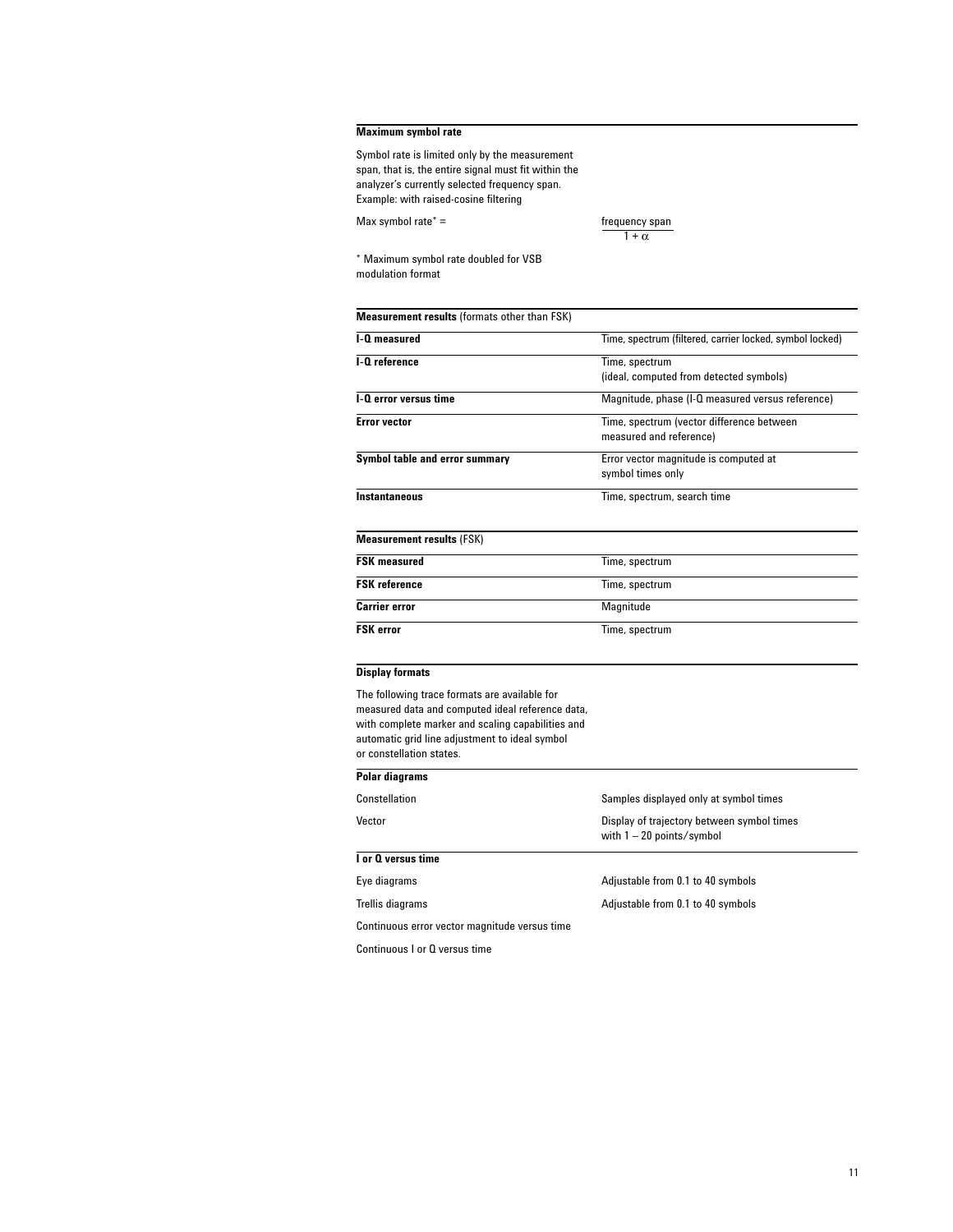### Maximum symbol rate

Symbol rate is limited only by the measurement span, that is, the entire signal must fit within the analyzer's currently selected frequency span. Example: with raised-cosine filtering

Max symbol rate* = $\dfrac{\text{frequency span}}{1 + \alpha}$

* Maximum symbol rate doubled for VSB modulation format

### Measurement results (formats other than FSK)

| | |
|---|---|
| **I-Q measured** | Time, spectrum (filtered, carrier locked, symbol locked) |
| **I-Q reference** | Time, spectrum (ideal, computed from detected symbols) |
| **I-Q error versus time** | Magnitude, phase (I-Q measured versus reference) |
| **Error vector** | Time, spectrum (vector difference between measured and reference) |
| **Symbol table and error summary** | Error vector magnitude is computed at symbol times only |
| **Instantaneous** | Time, spectrum, search time |

### Measurement results (FSK)

| | |
|---|---|
| **FSK measured** | Time, spectrum |
| **FSK reference** | Time, spectrum |
| **Carrier error** | Magnitude |
| **FSK error** | Time, spectrum |

### Display formats

The following trace formats are available for measured data and computed ideal reference data, with complete marker and scaling capabilities and automatic grid line adjustment to ideal symbol or constellation states.

**Polar diagrams**

| | |
|---|---|
| Constellation | Samples displayed only at symbol times |
| Vector | Display of trajectory between symbol times with 1 – 20 points/symbol |

**I or Q versus time**

| | |
|---|---|
| Eye diagrams | Adjustable from 0.1 to 40 symbols |
| Trellis diagrams | Adjustable from 0.1 to 40 symbols |
| Continuous error vector magnitude versus time | |
| Continuous I or Q versus time | |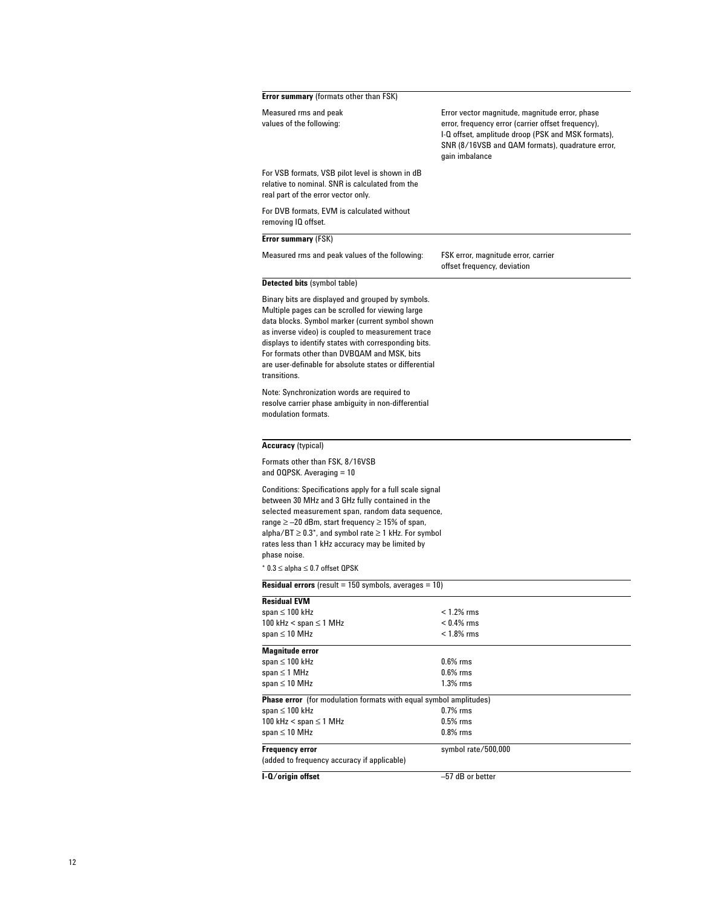**Error summary** (formats other than FSK)

| | |
|---|---|
| Measured rms and peak values of the following: | Error vector magnitude, magnitude error, phase error, frequency error (carrier offset frequency), I-Q offset, amplitude droop (PSK and MSK formats), SNR (8/16VSB and QAM formats), quadrature error, gain imbalance |

For VSB formats, VSB pilot level is shown in dB relative to nominal. SNR is calculated from the real part of the error vector only.

For DVB formats, EVM is calculated without removing IQ offset.

**Error summary** (FSK)

| | |
|---|---|
| Measured rms and peak values of the following: | FSK error, magnitude error, carrier offset frequency, deviation |

**Detected bits** (symbol table)

Binary bits are displayed and grouped by symbols. Multiple pages can be scrolled for viewing large data blocks. Symbol marker (current symbol shown as inverse video) is coupled to measurement trace displays to identify states with corresponding bits. For formats other than DVBQAM and MSK, bits are user-definable for absolute states or differential transitions.

Note: Synchronization words are required to resolve carrier phase ambiguity in non-differential modulation formats.

**Accuracy** (typical)

Formats other than FSK, 8/16VSB and OQPSK. Averaging = 10

Conditions: Specifications apply for a full scale signal between 30 MHz and 3 GHz fully contained in the selected measurement span, random data sequence, range ≥ –20 dBm, start frequency ≥ 15% of span, alpha/BT ≥ 0.3*, and symbol rate ≥ 1 kHz. For symbol rates less than 1 kHz accuracy may be limited by phase noise.

* 0.3 ≤ alpha ≤ 0.7 offset QPSK

**Residual errors** (result = 150 symbols, averages = 10)

| | |
|---|---|
| **Residual EVM** | |
| span ≤ 100 kHz | < 1.2% rms |
| 100 kHz < span ≤ 1 MHz | < 0.4% rms |
| span ≤ 10 MHz | < 1.8% rms |
| **Magnitude error** | |
| span ≤ 100 kHz | 0.6% rms |
| span ≤ 1 MHz | 0.6% rms |
| span ≤ 10 MHz | 1.3% rms |
| **Phase error** (for modulation formats with equal symbol amplitudes) | |
| span ≤ 100 kHz | 0.7% rms |
| 100 kHz < span ≤ 1 MHz | 0.5% rms |
| span ≤ 10 MHz | 0.8% rms |
| **Frequency error** (added to frequency accuracy if applicable) | symbol rate/500,000 |
| **I-Q/origin offset** | –57 dB or better |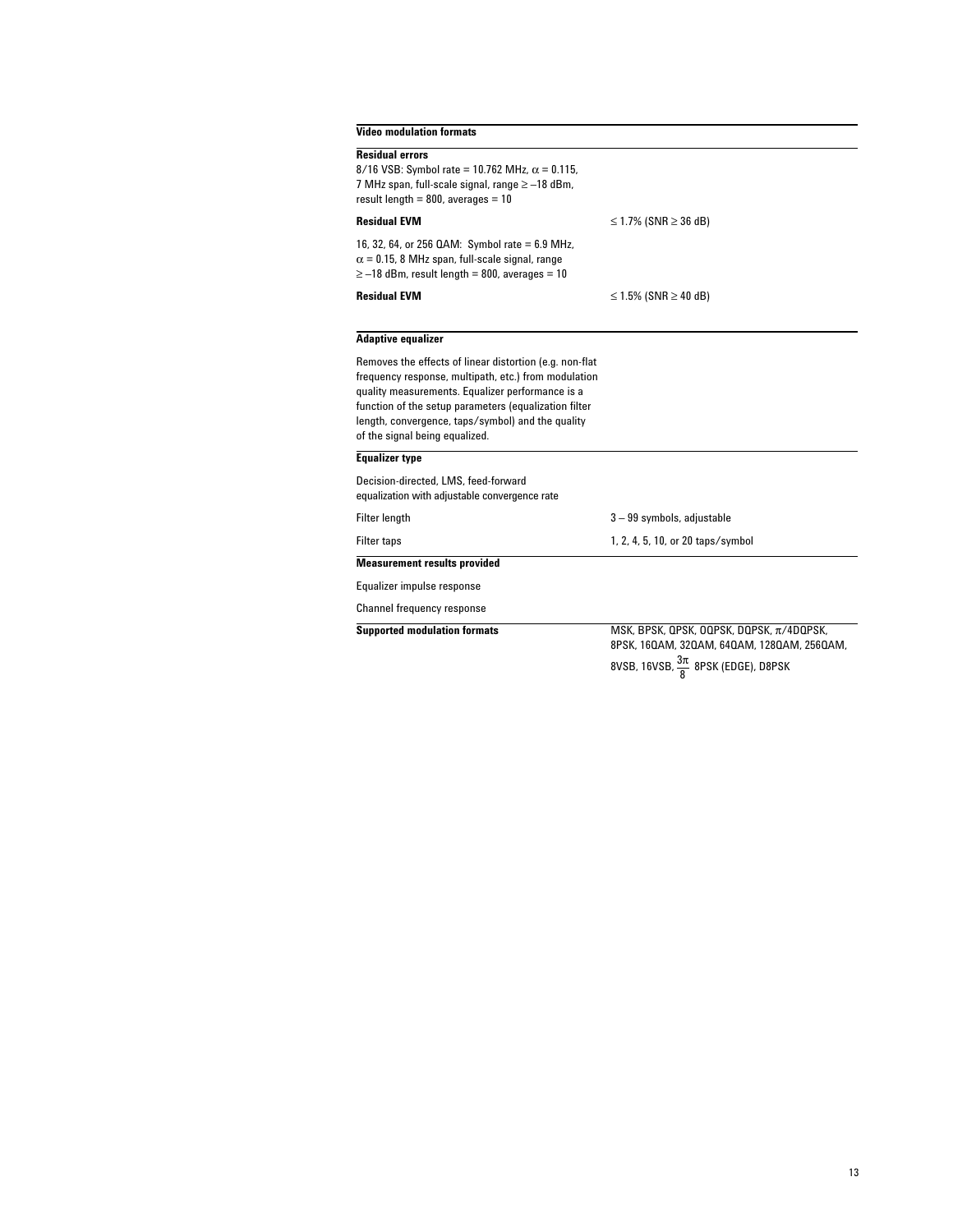## Video modulation formats

### Residual errors

8/16 VSB: Symbol rate = 10.762 MHz, $\alpha$ = 0.115, 7 MHz span, full-scale signal, range ≥ –18 dBm, result length = 800, averages = 10

| | |
|---|---|
| **Residual EVM** | ≤ 1.7% (SNR ≥ 36 dB) |

16, 32, 64, or 256 QAM: Symbol rate = 6.9 MHz, $\alpha$ = 0.15, 8 MHz span, full-scale signal, range ≥ –18 dBm, result length = 800, averages = 10

| | |
|---|---|
| **Residual EVM** | ≤ 1.5% (SNR ≥ 40 dB) |

## Adaptive equalizer

Removes the effects of linear distortion (e.g. non-flat frequency response, multipath, etc.) from modulation quality measurements. Equalizer performance is a function of the setup parameters (equalization filter length, convergence, taps/symbol) and the quality of the signal being equalized.

### Equalizer type

Decision-directed, LMS, feed-forward equalization with adjustable convergence rate

| | |
|---|---|
| Filter length | 3 – 99 symbols, adjustable |
| Filter taps | 1, 2, 4, 5, 10, or 20 taps/symbol |

### Measurement results provided

Equalizer impulse response

Channel frequency response

| | |
|---|---|
| **Supported modulation formats** | MSK, BPSK, QPSK, OQPSK, DQPSK, $\pi$/4DQPSK, 8PSK, 16QAM, 32QAM, 64QAM, 128QAM, 256QAM, 8VSB, 16VSB, $\frac{3\pi}{8}$ 8PSK (EDGE), D8PSK |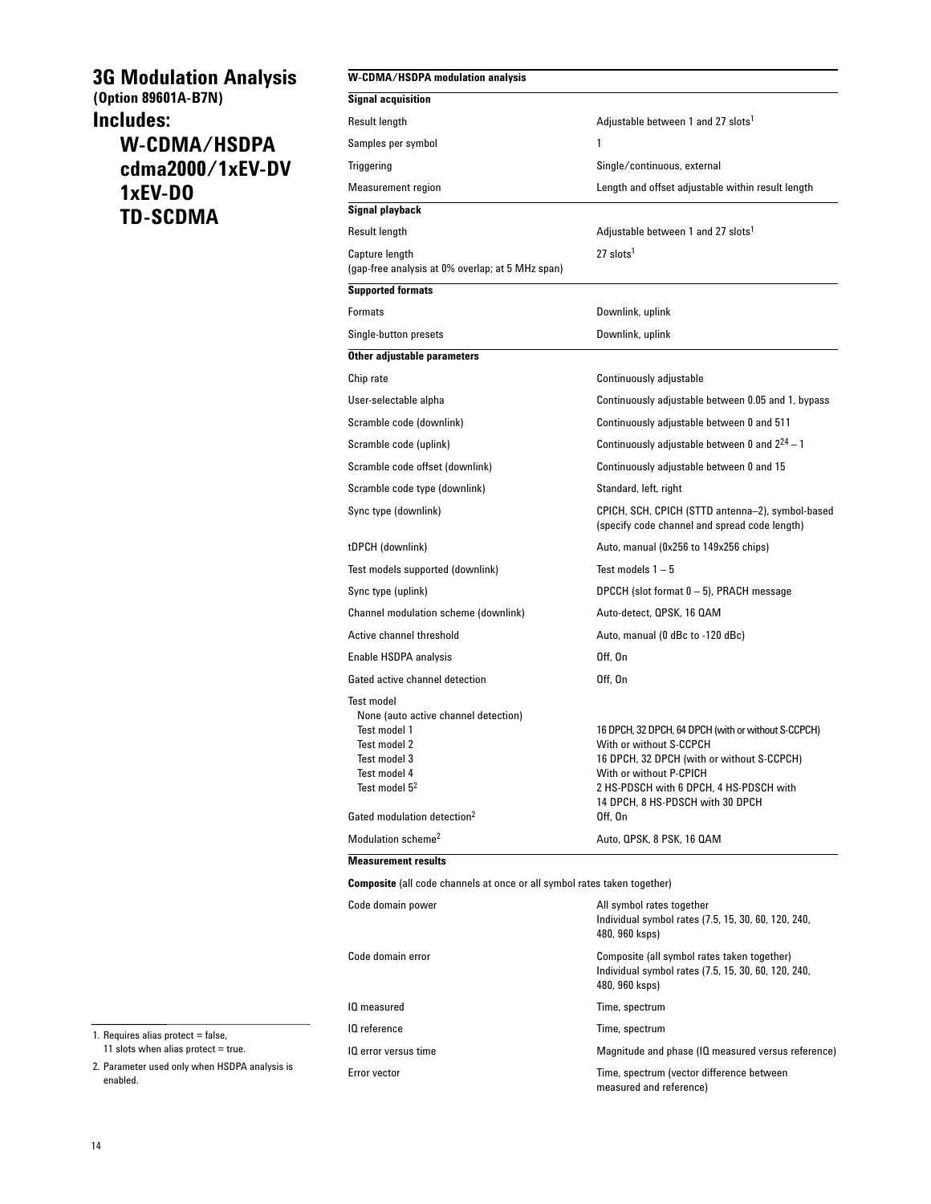## 3G Modulation Analysis

**(Option 89601A-B7N)**

## Includes:

### W-CDMA/HSDPA
### cdma2000/1xEV-DV
### 1xEV-DO
### TD-SCDMA

| W-CDMA/HSDPA modulation analysis | |
|---|---|
| **Signal acquisition** | |
| Result length | Adjustable between 1 and 27 slots[1] |
| Samples per symbol | 1 |
| Triggering | Single/continuous, external |
| Measurement region | Length and offset adjustable within result length |
| **Signal playback** | |
| Result length | Adjustable between 1 and 27 slots[1] |
| Capture length (gap-free analysis at 0% overlap; at 5 MHz span) | 27 slots[1] |
| **Supported formats** | |
| Formats | Downlink, uplink |
| Single-button presets | Downlink, uplink |
| **Other adjustable parameters** | |
| Chip rate | Continuously adjustable |
| User-selectable alpha | Continuously adjustable between 0.05 and 1, bypass |
| Scramble code (downlink) | Continuously adjustable between 0 and 511 |
| Scramble code (uplink) | Continuously adjustable between 0 and $2^{24} - 1$ |
| Scramble code offset (downlink) | Continuously adjustable between 0 and 15 |
| Scramble code type (downlink) | Standard, left, right |
| Sync type (downlink) | CPICH, SCH, CPICH (STTD antenna–2), symbol-based (specify code channel and spread code length) |
| tDPCH (downlink) | Auto, manual (0x256 to 149x256 chips) |
| Test models supported (downlink) | Test models 1 – 5 |
| Sync type (uplink) | DPCCH (slot format 0 – 5), PRACH message |
| Channel modulation scheme (downlink) | Auto-detect, QPSK, 16 QAM |
| Active channel threshold | Auto, manual (0 dBc to -120 dBc) |
| Enable HSDPA analysis | Off, On |
| Gated active channel detection | Off, On |
| Test model | |
| None (auto active channel detection) | |
| Test model 1 | 16 DPCH, 32 DPCH, 64 DPCH (with or without S-CCPCH) |
| Test model 2 | With or without S-CCPCH |
| Test model 3 | 16 DPCH, 32 DPCH (with or without S-CCPCH) |
| Test model 4 | With or without P-CPICH |
| Test model 5[2] | 2 HS-PDSCH with 6 DPCH, 4 HS-PDSCH with 14 DPCH, 8 HS-PDSCH with 30 DPCH |
| Gated modulation detection[2] | Off, On |
| Modulation scheme[2] | Auto, QPSK, 8 PSK, 16 QAM |
| **Measurement results** | |
| **Composite** (all code channels at once or all symbol rates taken together) | |
| Code domain power | All symbol rates together<br>Individual symbol rates (7.5, 15, 30, 60, 120, 240, 480, 960 ksps) |
| Code domain error | Composite (all symbol rates taken together)<br>Individual symbol rates (7.5, 15, 30, 60, 120, 240, 480, 960 ksps) |
| IQ measured | Time, spectrum |
| IQ reference | Time, spectrum |
| IQ error versus time | Magnitude and phase (IQ measured versus reference) |
| Error vector | Time, spectrum (vector difference between measured and reference) |

1. Requires alias protect = false, 11 slots when alias protect = true.
2. Parameter used only when HSDPA analysis is enabled.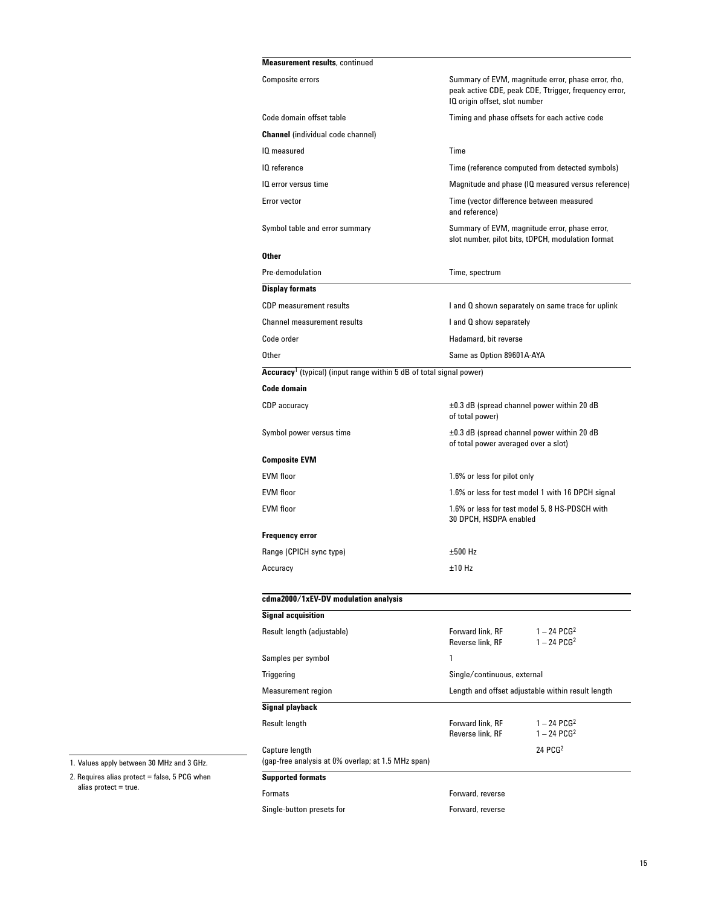| **Measurement results**, continued | |
|---|---|
| Composite errors | Summary of EVM, magnitude error, phase error, rho, peak active CDE, peak CDE, Ttrigger, frequency error, IQ origin offset, slot number |
| Code domain offset table | Timing and phase offsets for each active code |
| **Channel** (individual code channel) | |
| IQ measured | Time |
| IQ reference | Time (reference computed from detected symbols) |
| IQ error versus time | Magnitude and phase (IQ measured versus reference) |
| Error vector | Time (vector difference between measured and reference) |
| Symbol table and error summary | Summary of EVM, magnitude error, phase error, slot number, pilot bits, tDPCH, modulation format |
| **Other** | |
| Pre-demodulation | Time, spectrum |

| **Display formats** | |
|---|---|
| CDP measurement results | I and Q shown separately on same trace for uplink |
| Channel measurement results | I and Q show separately |
| Code order | Hadamard, bit reverse |
| Other | Same as Option 89601A-AYA |

| **Accuracy**[1] (typical) (input range within 5 dB of total signal power) | |
|---|---|
| **Code domain** | |
| CDP accuracy | ±0.3 dB (spread channel power within 20 dB of total power) |
| Symbol power versus time | ±0.3 dB (spread channel power within 20 dB of total power averaged over a slot) |
| **Composite EVM** | |
| EVM floor | 1.6% or less for pilot only |
| EVM floor | 1.6% or less for test model 1 with 16 DPCH signal |
| EVM floor | 1.6% or less for test model 5, 8 HS-PDSCH with 30 DPCH, HSDPA enabled |
| **Frequency error** | |
| Range (CPICH sync type) | ±500 Hz |
| Accuracy | ±10 Hz |

## cdma2000/1xEV-DV modulation analysis

| **Signal acquisition** | | |
|---|---|---|
| Result length (adjustable) | Forward link, RF<br>Reverse link, RF | 1 – 24 PCG[2]<br>1 – 24 PCG[2] |
| Samples per symbol | 1 | |
| Triggering | Single/continuous, external | |
| Measurement region | Length and offset adjustable within result length | |

| **Signal playback** | | |
|---|---|---|
| Result length | Forward link, RF<br>Reverse link, RF | 1 – 24 PCG[2]<br>1 – 24 PCG[2] |
| Capture length<br>(gap-free analysis at 0% overlap; at 1.5 MHz span) | | 24 PCG[2] |

| **Supported formats** | |
|---|---|
| Formats | Forward, reverse |
| Single-button presets for | Forward, reverse |

1. Values apply between 30 MHz and 3 GHz.
2. Requires alias protect = false, 5 PCG when alias protect = true.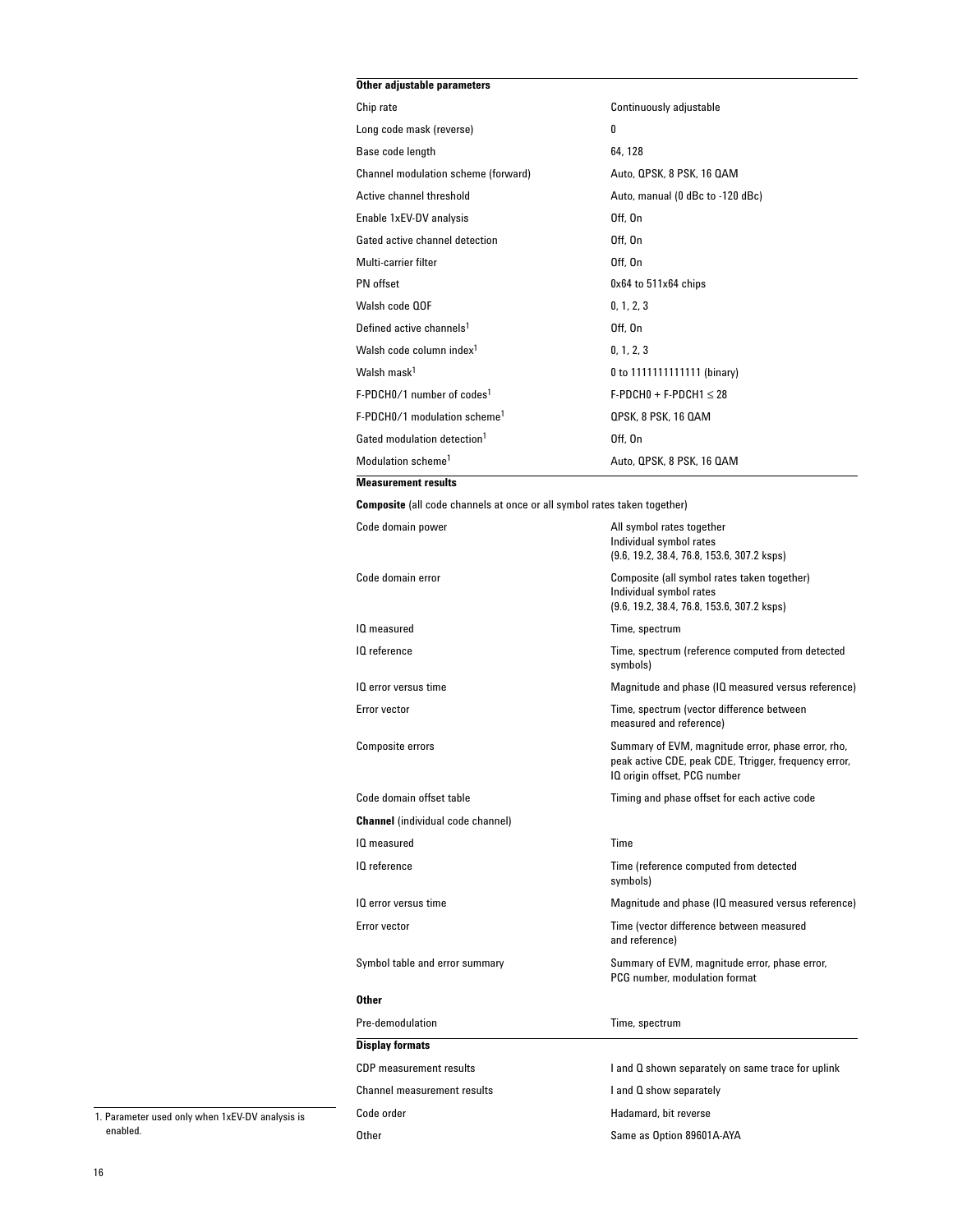### Other adjustable parameters

| | |
|---|---|
| Chip rate | Continuously adjustable |
| Long code mask (reverse) | 0 |
| Base code length | 64, 128 |
| Channel modulation scheme (forward) | Auto, QPSK, 8 PSK, 16 QAM |
| Active channel threshold | Auto, manual (0 dBc to -120 dBc) |
| Enable 1xEV-DV analysis | Off, On |
| Gated active channel detection | Off, On |
| Multi-carrier filter | Off, On |
| PN offset | 0x64 to 511x64 chips |
| Walsh code QOF | 0, 1, 2, 3 |
| Defined active channels[1] | Off, On |
| Walsh code column index[1] | 0, 1, 2, 3 |
| Walsh mask[1] | 0 to 1111111111111 (binary) |
| F-PDCH0/1 number of codes[1] | F-PDCH0 + F-PDCH1 $\leq$ 28 |
| F-PDCH0/1 modulation scheme[1] | QPSK, 8 PSK, 16 QAM |
| Gated modulation detection[1] | Off, On |
| Modulation scheme[1] | Auto, QPSK, 8 PSK, 16 QAM |

### Measurement results

**Composite** (all code channels at once or all symbol rates taken together)

| | |
|---|---|
| Code domain power | All symbol rates together<br>Individual symbol rates<br>(9.6, 19.2, 38.4, 76.8, 153.6, 307.2 ksps) |
| Code domain error | Composite (all symbol rates taken together)<br>Individual symbol rates<br>(9.6, 19.2, 38.4, 76.8, 153.6, 307.2 ksps) |
| IQ measured | Time, spectrum |
| IQ reference | Time, spectrum (reference computed from detected symbols) |
| IQ error versus time | Magnitude and phase (IQ measured versus reference) |
| Error vector | Time, spectrum (vector difference between measured and reference) |
| Composite errors | Summary of EVM, magnitude error, phase error, rho, peak active CDE, peak CDE, Ttrigger, frequency error, IQ origin offset, PCG number |
| Code domain offset table | Timing and phase offset for each active code |

**Channel** (individual code channel)

| | |
|---|---|
| IQ measured | Time |
| IQ reference | Time (reference computed from detected symbols) |
| IQ error versus time | Magnitude and phase (IQ measured versus reference) |
| Error vector | Time (vector difference between measured and reference) |
| Symbol table and error summary | Summary of EVM, magnitude error, phase error, PCG number, modulation format |

**Other**

| | |
|---|---|
| Pre-demodulation | Time, spectrum |

### Display formats

| | |
|---|---|
| CDP measurement results | I and Q shown separately on same trace for uplink |
| Channel measurement results | I and Q show separately |
| Code order | Hadamard, bit reverse |
| Other | Same as Option 89601A-AYA |

1. Parameter used only when 1xEV-DV analysis is enabled.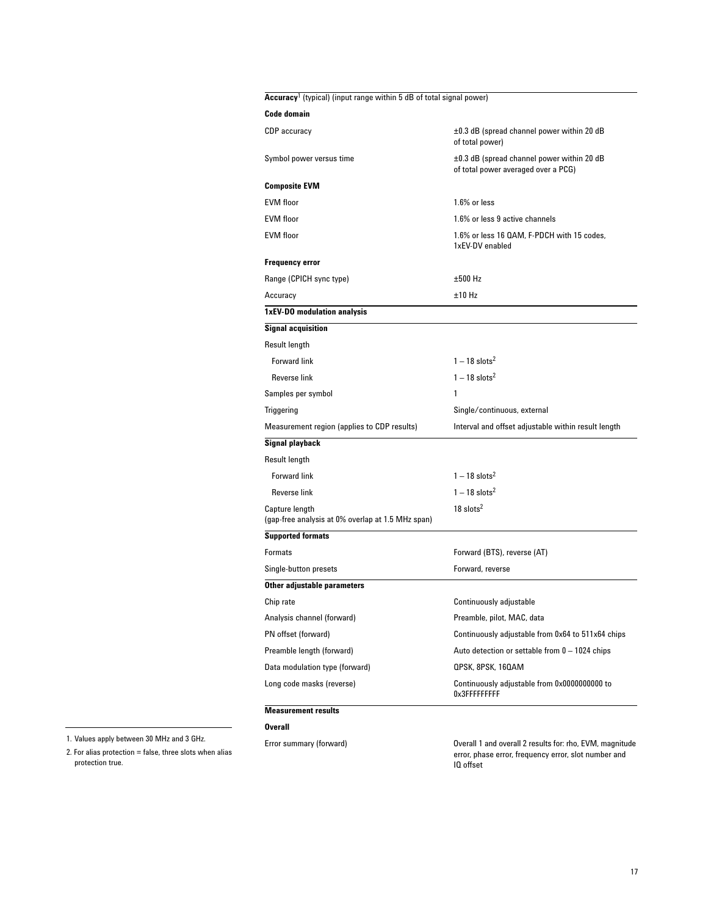| **Accuracy**[1] (typical) (input range within 5 dB of total signal power) | |
|---|---|
| **Code domain** | |
| CDP accuracy | ±0.3 dB (spread channel power within 20 dB of total power) |
| Symbol power versus time | ±0.3 dB (spread channel power within 20 dB of total power averaged over a PCG) |
| **Composite EVM** | |
| EVM floor | 1.6% or less |
| EVM floor | 1.6% or less 9 active channels |
| EVM floor | 1.6% or less 16 QAM, F-PDCH with 15 codes, 1xEV-DV enabled |
| **Frequency error** | |
| Range (CPICH sync type) | ±500 Hz |
| Accuracy | ±10 Hz |

| **1xEV-DO modulation analysis** | |
|---|---|
| **Signal acquisition** | |
| Result length | |
| Forward link | 1 – 18 slots[2] |
| Reverse link | 1 – 18 slots[2] |
| Samples per symbol | 1 |
| Triggering | Single/continuous, external |
| Measurement region (applies to CDP results) | Interval and offset adjustable within result length |
| **Signal playback** | |
| Result length | |
| Forward link | 1 – 18 slots[2] |
| Reverse link | 1 – 18 slots[2] |
| Capture length (gap-free analysis at 0% overlap at 1.5 MHz span) | 18 slots[2] |
| **Supported formats** | |
| Formats | Forward (BTS), reverse (AT) |
| Single-button presets | Forward, reverse |
| **Other adjustable parameters** | |
| Chip rate | Continuously adjustable |
| Analysis channel (forward) | Preamble, pilot, MAC, data |
| PN offset (forward) | Continuously adjustable from 0x64 to 511x64 chips |
| Preamble length (forward) | Auto detection or settable from 0 – 1024 chips |
| Data modulation type (forward) | QPSK, 8PSK, 16QAM |
| Long code masks (reverse) | Continuously adjustable from 0x0000000000 to 0x3FFFFFFFFF |
| **Measurement results** | |
| **Overall** | |
| Error summary (forward) | Overall 1 and overall 2 results for: rho, EVM, magnitude error, phase error, frequency error, slot number and IQ offset |

1. Values apply between 30 MHz and 3 GHz.
2. For alias protection = false, three slots when alias protection true.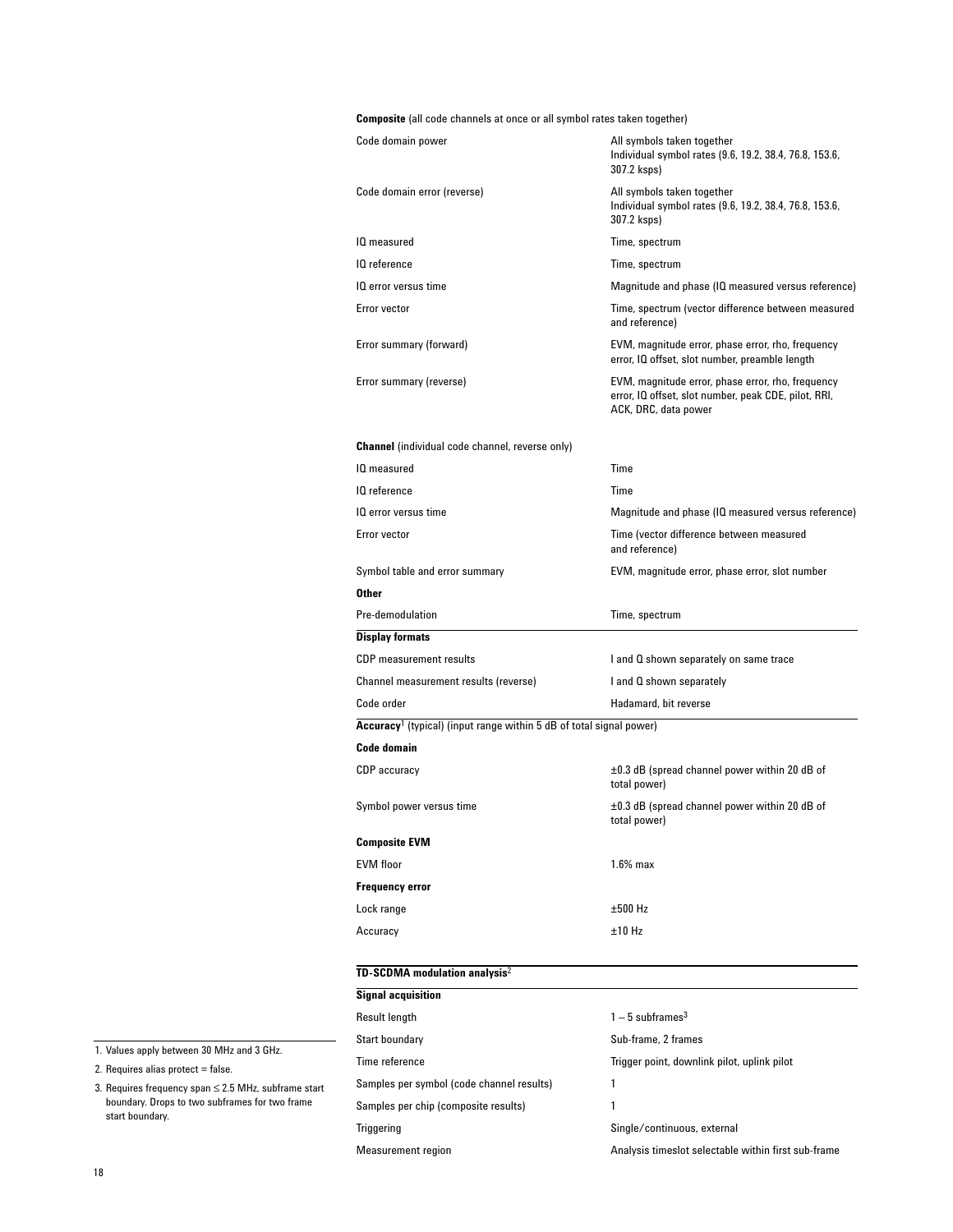**Composite** (all code channels at once or all symbol rates taken together)

| | |
|---|---|
| Code domain power | All symbols taken together<br>Individual symbol rates (9.6, 19.2, 38.4, 76.8, 153.6, 307.2 ksps) |
| Code domain error (reverse) | All symbols taken together<br>Individual symbol rates (9.6, 19.2, 38.4, 76.8, 153.6, 307.2 ksps) |
| IQ measured | Time, spectrum |
| IQ reference | Time, spectrum |
| IQ error versus time | Magnitude and phase (IQ measured versus reference) |
| Error vector | Time, spectrum (vector difference between measured and reference) |
| Error summary (forward) | EVM, magnitude error, phase error, rho, frequency error, IQ offset, slot number, preamble length |
| Error summary (reverse) | EVM, magnitude error, phase error, rho, frequency error, IQ offset, slot number, peak CDE, pilot, RRI, ACK, DRC, data power |

**Channel** (individual code channel, reverse only)

| | |
|---|---|
| IQ measured | Time |
| IQ reference | Time |
| IQ error versus time | Magnitude and phase (IQ measured versus reference) |
| Error vector | Time (vector difference between measured and reference) |
| Symbol table and error summary | EVM, magnitude error, phase error, slot number |
| **Other** | |
| Pre-demodulation | Time, spectrum |

**Display formats**

| | |
|---|---|
| CDP measurement results | I and Q shown separately on same trace |
| Channel measurement results (reverse) | I and Q shown separately |
| Code order | Hadamard, bit reverse |

**Accuracy**[1] (typical) (input range within 5 dB of total signal power)

| | |
|---|---|
| **Code domain** | |
| CDP accuracy | ±0.3 dB (spread channel power within 20 dB of total power) |
| Symbol power versus time | ±0.3 dB (spread channel power within 20 dB of total power) |
| **Composite EVM** | |
| EVM floor | 1.6% max |
| **Frequency error** | |
| Lock range | ±500 Hz |
| Accuracy | ±10 Hz |

**TD-SCDMA modulation analysis**[2]

**Signal acquisition**

| | |
|---|---|
| Result length | 1 – 5 subframes[3] |
| Start boundary | Sub-frame, 2 frames |
| Time reference | Trigger point, downlink pilot, uplink pilot |
| Samples per symbol (code channel results) | 1 |
| Samples per chip (composite results) | 1 |
| Triggering | Single/continuous, external |
| Measurement region | Analysis timeslot selectable within first sub-frame |

1. Values apply between 30 MHz and 3 GHz.
2. Requires alias protect = false.
3. Requires frequency span ≤ 2.5 MHz, subframe start boundary. Drops to two subframes for two frame start boundary.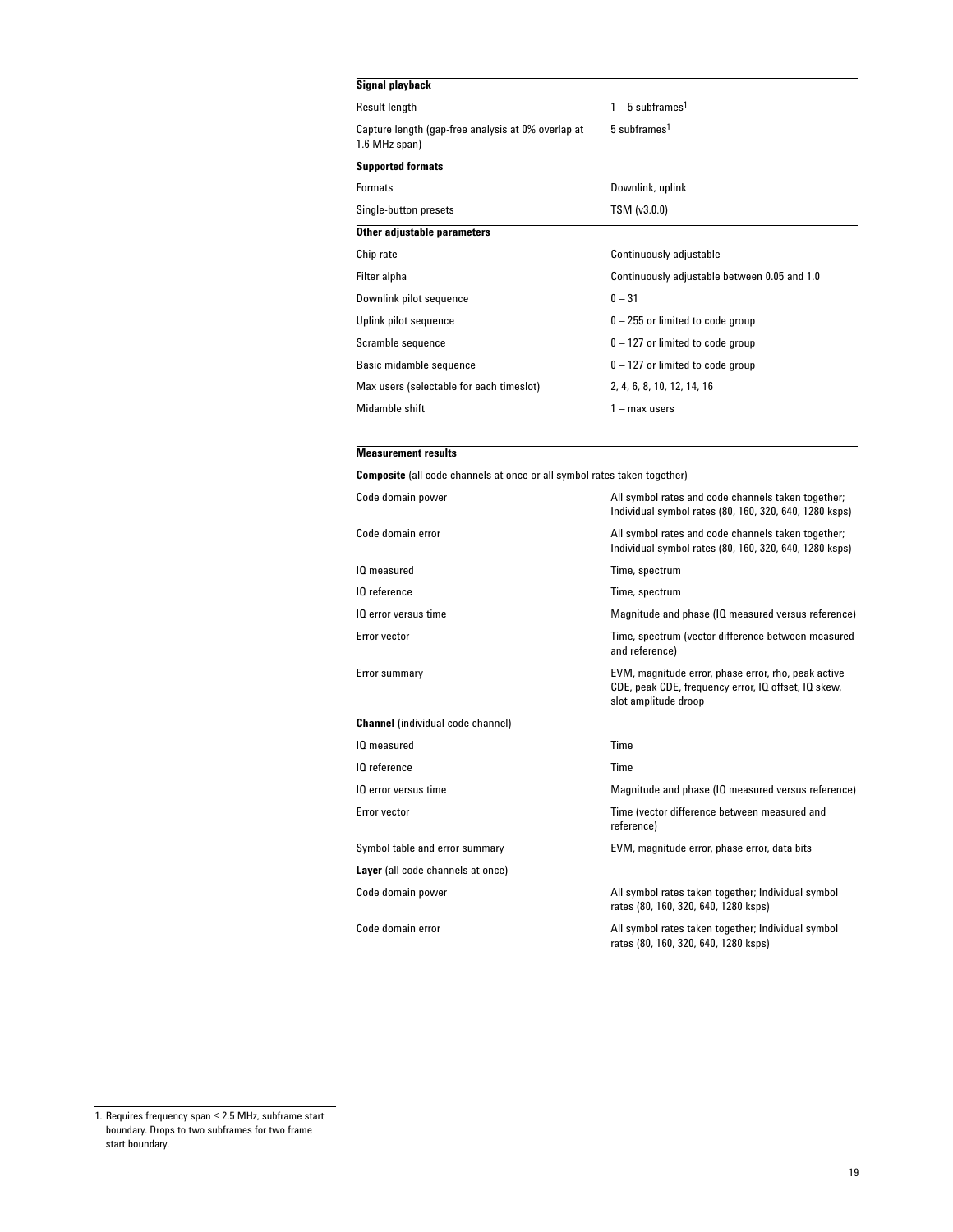| Signal playback | |
|---|---|
| Result length | 1 – 5 subframes[1] |
| Capture length (gap-free analysis at 0% overlap at 1.6 MHz span) | 5 subframes[1] |
| **Supported formats** | |
| Formats | Downlink, uplink |
| Single-button presets | TSM (v3.0.0) |
| **Other adjustable parameters** | |
| Chip rate | Continuously adjustable |
| Filter alpha | Continuously adjustable between 0.05 and 1.0 |
| Downlink pilot sequence | 0 – 31 |
| Uplink pilot sequence | 0 – 255 or limited to code group |
| Scramble sequence | 0 – 127 or limited to code group |
| Basic midamble sequence | 0 – 127 or limited to code group |
| Max users (selectable for each timeslot) | 2, 4, 6, 8, 10, 12, 14, 16 |
| Midamble shift | 1 – max users |

| Measurement results | |
|---|---|
| **Composite** (all code channels at once or all symbol rates taken together) | |
| Code domain power | All symbol rates and code channels taken together; Individual symbol rates (80, 160, 320, 640, 1280 ksps) |
| Code domain error | All symbol rates and code channels taken together; Individual symbol rates (80, 160, 320, 640, 1280 ksps) |
| IQ measured | Time, spectrum |
| IQ reference | Time, spectrum |
| IQ error versus time | Magnitude and phase (IQ measured versus reference) |
| Error vector | Time, spectrum (vector difference between measured and reference) |
| Error summary | EVM, magnitude error, phase error, rho, peak active CDE, peak CDE, frequency error, IQ offset, IQ skew, slot amplitude droop |
| **Channel** (individual code channel) | |
| IQ measured | Time |
| IQ reference | Time |
| IQ error versus time | Magnitude and phase (IQ measured versus reference) |
| Error vector | Time (vector difference between measured and reference) |
| Symbol table and error summary | EVM, magnitude error, phase error, data bits |
| **Layer** (all code channels at once) | |
| Code domain power | All symbol rates taken together; Individual symbol rates (80, 160, 320, 640, 1280 ksps) |
| Code domain error | All symbol rates taken together; Individual symbol rates (80, 160, 320, 640, 1280 ksps) |

1. Requires frequency span ≤ 2.5 MHz, subframe start boundary. Drops to two subframes for two frame start boundary.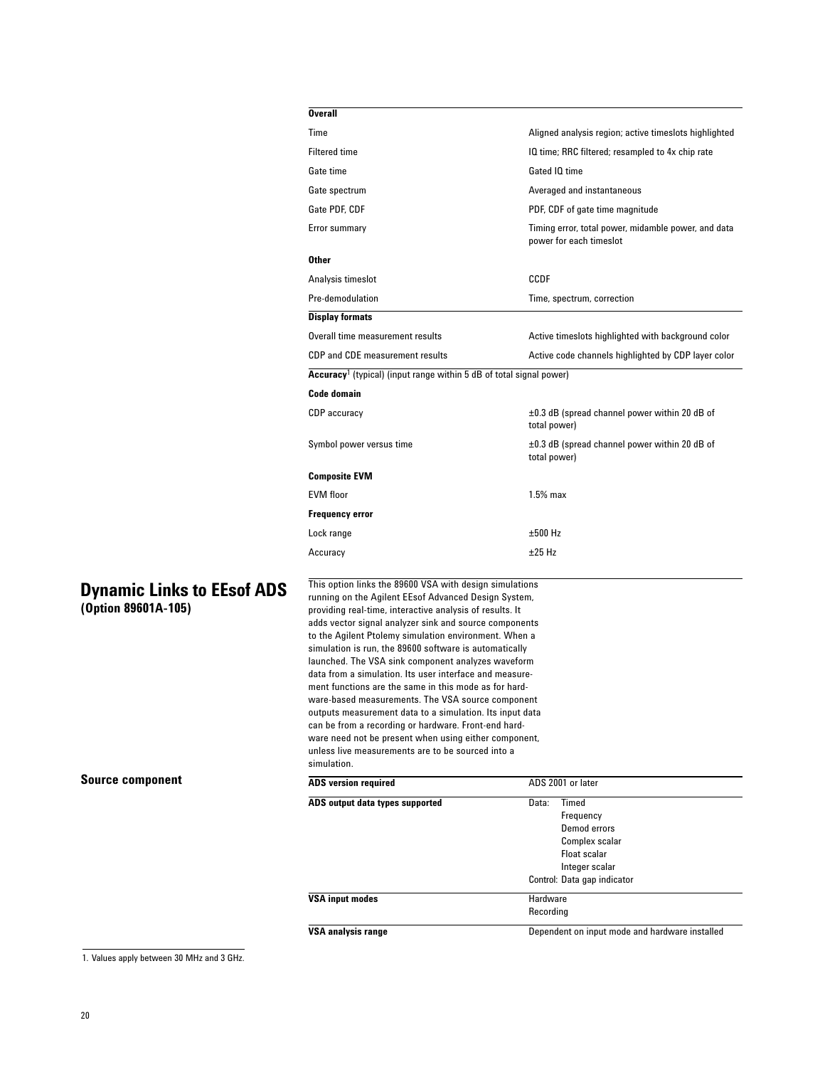| **Overall** | |
|---|---|
| Time | Aligned analysis region; active timeslots highlighted |
| Filtered time | IQ time; RRC filtered; resampled to 4x chip rate |
| Gate time | Gated IQ time |
| Gate spectrum | Averaged and instantaneous |
| Gate PDF, CDF | PDF, CDF of gate time magnitude |
| Error summary | Timing error, total power, midamble power, and data power for each timeslot |
| **Other** | |
| Analysis timeslot | CCDF |
| Pre-demodulation | Time, spectrum, correction |

| **Display formats** | |
|---|---|
| Overall time measurement results | Active timeslots highlighted with background color |
| CDP and CDE measurement results | Active code channels highlighted by CDP layer color |

| **Accuracy**[1] (typical) (input range within 5 dB of total signal power) | |
|---|---|
| **Code domain** | |
| CDP accuracy | ±0.3 dB (spread channel power within 20 dB of total power) |
| Symbol power versus time | ±0.3 dB (spread channel power within 20 dB of total power) |
| **Composite EVM** | |
| EVM floor | 1.5% max |
| **Frequency error** | |
| Lock range | ±500 Hz |
| Accuracy | ±25 Hz |

## Dynamic Links to EEsof ADS (Option 89601A-105)

This option links the 89600 VSA with design simulations running on the Agilent EEsof Advanced Design System, providing real-time, interactive analysis of results. It adds vector signal analyzer sink and source components to the Agilent Ptolemy simulation environment. When a simulation is run, the 89600 software is automatically launched. The VSA sink component analyzes waveform data from a simulation. Its user interface and measurement functions are the same in this mode as for hardware-based measurements. The VSA source component outputs measurement data to a simulation. Its input data can be from a recording or hardware. Front-end hardware need not be present when using either component, unless live measurements are to be sourced into a simulation.

### Source component

| **ADS version required** | ADS 2001 or later |
|---|---|
| **ADS output data types supported** | Data: Timed<br>Frequency<br>Demod errors<br>Complex scalar<br>Float scalar<br>Integer scalar<br>Control: Data gap indicator |
| **VSA input modes** | Hardware<br>Recording |
| **VSA analysis range** | Dependent on input mode and hardware installed |

1. Values apply between 30 MHz and 3 GHz.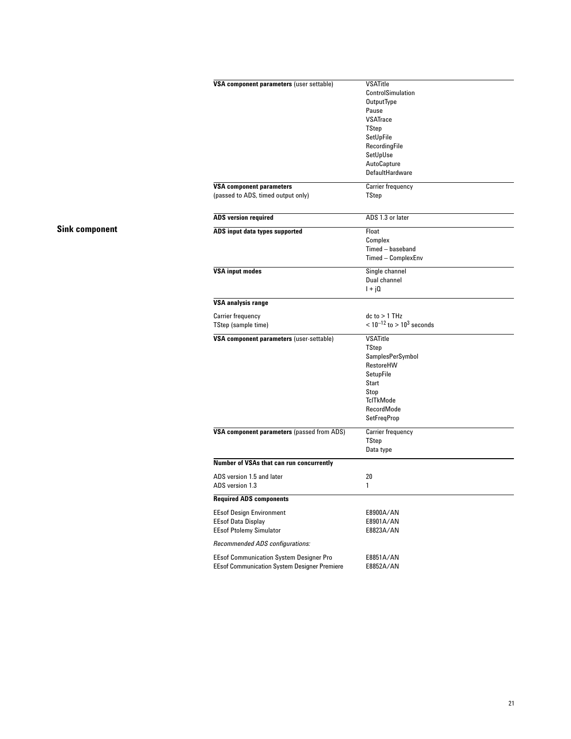| | |
|---|---|
| **VSA component parameters** (user settable) | VSATitle<br>ControlSimulation<br>OutputType<br>Pause<br>VSATrace<br>TStep<br>SetUpFile<br>RecordingFile<br>SetUpUse<br>AutoCapture<br>DefaultHardware |
| **VSA component parameters**<br>(passed to ADS, timed output only) | Carrier frequency<br>TStep |

## Sink component

| | |
|---|---|
| **ADS version required** | ADS 1.3 or later |
| **ADS input data types supported** | Float<br>Complex<br>Timed – baseband<br>Timed – ComplexEnv |
| **VSA input modes** | Single channel<br>Dual channel<br>I + jQ |
| **VSA analysis range** | |
| Carrier frequency | dc to > 1 THz |
| TStep (sample time) | $< 10^{-12}$ to $> 10^{3}$ seconds |
| **VSA component parameters** (user-settable) | VSATitle<br>TStep<br>SamplesPerSymbol<br>RestoreHW<br>SetupFile<br>Start<br>Stop<br>TclTkMode<br>RecordMode<br>SetFreqProp |
| **VSA component parameters** (passed from ADS) | Carrier frequency<br>TStep<br>Data type |
| **Number of VSAs that can run concurrently** | |
| ADS version 1.5 and later | 20 |
| ADS version 1.3 | 1 |
| **Required ADS components** | |
| EEsof Design Environment | E8900A/AN |
| EEsof Data Display | E8901A/AN |
| EEsof Ptolemy Simulator | E8823A/AN |
| *Recommended ADS configurations:* | |
| EEsof Communication System Designer Pro | E8851A/AN |
| EEsof Communication System Designer Premiere | E8852A/AN |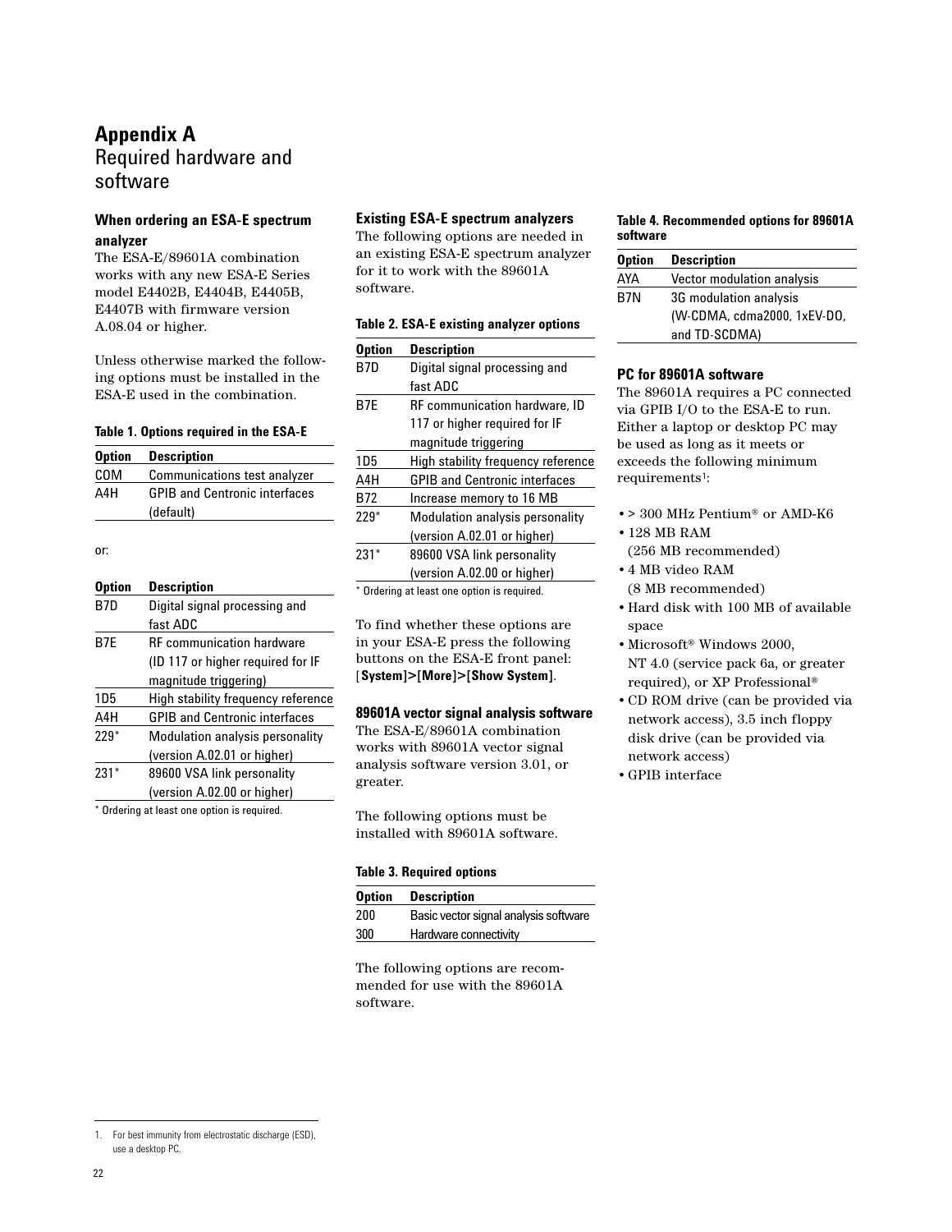# Appendix A
## Required hardware and software

### When ordering an ESA-E spectrum analyzer

The ESA-E/89601A combination works with any new ESA-E Series model E4402B, E4404B, E4405B, E4407B with firmware version A.08.04 or higher.

Unless otherwise marked the following options must be installed in the ESA-E used in the combination.

**Table 1. Options required in the ESA-E**

| Option | Description |
|---|---|
| COM | Communications test analyzer |
| A4H | GPIB and Centronic interfaces (default) |

or:

| Option | Description |
|---|---|
| B7D | Digital signal processing and fast ADC |
| B7E | RF communication hardware (ID 117 or higher required for IF magnitude triggering) |
| 1D5 | High stability frequency reference |
| A4H | GPIB and Centronic interfaces |
| 229* | Modulation analysis personality (version A.02.01 or higher) |
| 231* | 89600 VSA link personality (version A.02.00 or higher) |

* Ordering at least one option is required.

### Existing ESA-E spectrum analyzers

The following options are needed in an existing ESA-E spectrum analyzer for it to work with the 89601A software.

**Table 2. ESA-E existing analyzer options**

| Option | Description |
|---|---|
| B7D | Digital signal processing and fast ADC |
| B7E | RF communication hardware, ID 117 or higher required for IF magnitude triggering |
| 1D5 | High stability frequency reference |
| A4H | GPIB and Centronic interfaces |
| B72 | Increase memory to 16 MB |
| 229* | Modulation analysis personality (version A.02.01 or higher) |
| 231* | 89600 VSA link personality (version A.02.00 or higher) |

* Ordering at least one option is required.

To find whether these options are in your ESA-E press the following buttons on the ESA-E front panel: [**System**]>[**More**]>[**Show System**].

### 89601A vector signal analysis software

The ESA-E/89601A combination works with 89601A vector signal analysis software version 3.01, or greater.

The following options must be installed with 89601A software.

**Table 3. Required options**

| Option | Description |
|---|---|
| 200 | Basic vector signal analysis software |
| 300 | Hardware connectivity |

The following options are recommended for use with the 89601A software.

**Table 4. Recommended options for 89601A software**

| Option | Description |
|---|---|
| AYA | Vector modulation analysis |
| B7N | 3G modulation analysis (W-CDMA, cdma2000, 1xEV-DO, and TD-SCDMA) |

### PC for 89601A software

The 89601A requires a PC connected via GPIB I/O to the ESA-E to run. Either a laptop or desktop PC may be used as long as it meets or exceeds the following minimum requirements[1]:

- > 300 MHz Pentium® or AMD-K6
- 128 MB RAM (256 MB recommended)
- 4 MB video RAM (8 MB recommended)
- Hard disk with 100 MB of available space
- Microsoft® Windows 2000, NT 4.0 (service pack 6a, or greater required), or XP Professional®
- CD ROM drive (can be provided via network access), 3.5 inch floppy disk drive (can be provided via network access)
- GPIB interface

1. For best immunity from electrostatic discharge (ESD), use a desktop PC.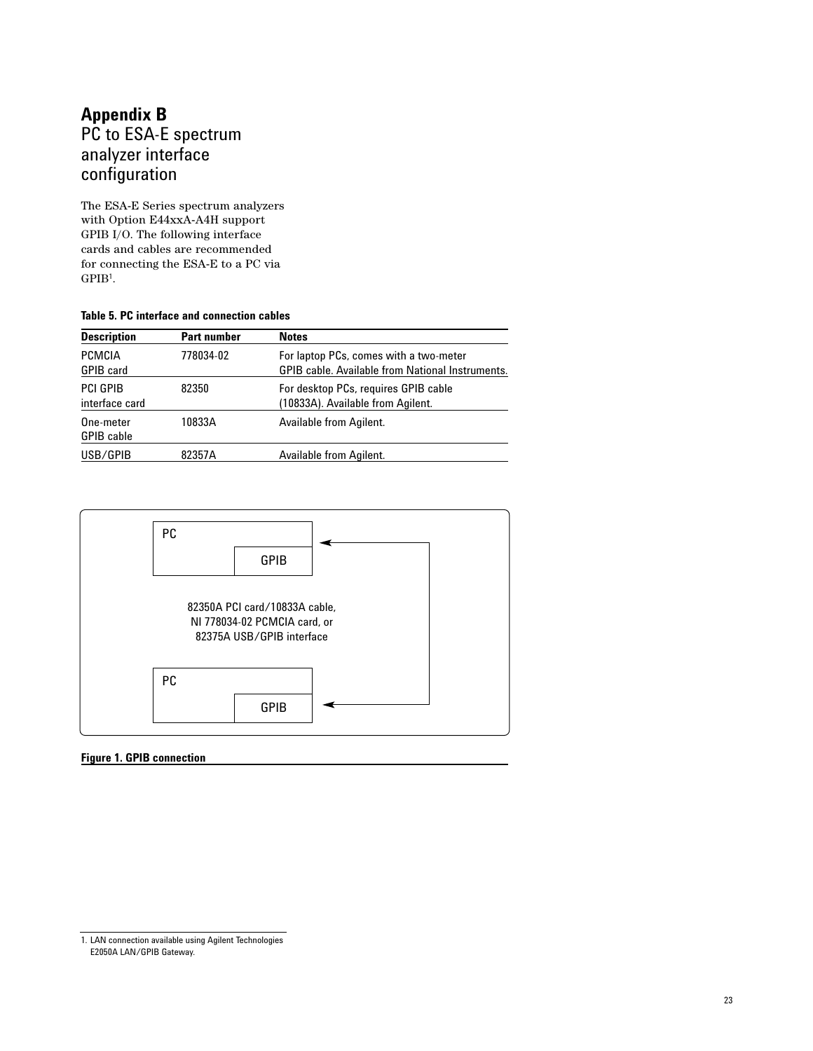# Appendix B
## PC to ESA-E spectrum analyzer interface configuration

The ESA-E Series spectrum analyzers with Option E44xxA-A4H support GPIB I/O. The following interface cards and cables are recommended for connecting the ESA-E to a PC via GPIB[1].

**Table 5. PC interface and connection cables**

| Description | Part number | Notes |
|---|---|---|
| PCMCIA GPIB card | 778034-02 | For laptop PCs, comes with a two-meter GPIB cable. Available from National Instruments. |
| PCI GPIB interface card | 82350 | For desktop PCs, requires GPIB cable (10833A). Available from Agilent. |
| One-meter GPIB cable | 10833A | Available from Agilent. |
| USB/GPIB | 82357A | Available from Agilent. |

PC

GPIB

82350A PCI card/10833A cable,
NI 778034-02 PCMCIA card, or
82375A USB/GPIB interface

PC

GPIB

**Figure 1. GPIB connection**

1. LAN connection available using Agilent Technologies E2050A LAN/GPIB Gateway.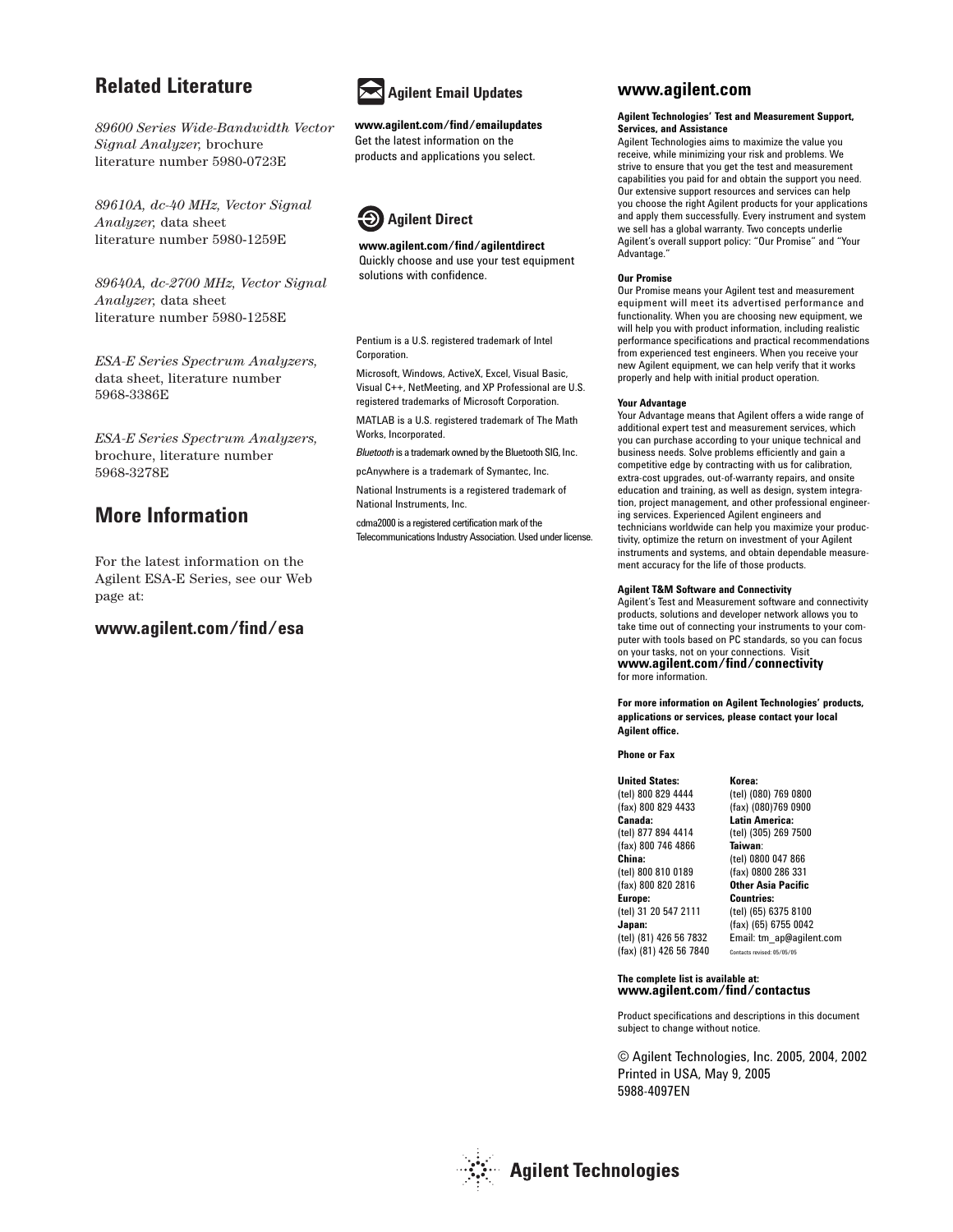## Related Literature

*89600 Series Wide-Bandwidth Vector Signal Analyzer*, brochure
literature number 5980-0723E

*89610A, dc-40 MHz, Vector Signal Analyzer*, data sheet
literature number 5980-1259E

*89640A, dc-2700 MHz, Vector Signal Analyzer*, data sheet
literature number 5980-1258E

*ESA-E Series Spectrum Analyzers*, data sheet, literature number 5968-3386E

*ESA-E Series Spectrum Analyzers*, brochure, literature number 5968-3278E

## More Information

For the latest information on the Agilent ESA-E Series, see our Web page at:

**www.agilent.com/find/esa**

### Agilent Email Updates

**www.agilent.com/find/emailupdates**
Get the latest information on the products and applications you select.

### Agilent Direct

**www.agilent.com/find/agilentdirect**
Quickly choose and use your test equipment solutions with confidence.

Pentium is a U.S. registered trademark of Intel Corporation.

Microsoft, Windows, ActiveX, Excel, Visual Basic, Visual C++, NetMeeting, and XP Professional are U.S. registered trademarks of Microsoft Corporation.

MATLAB is a U.S. registered trademark of The Math Works, Incorporated.

*Bluetooth* is a trademark owned by the Bluetooth SIG, Inc.

pcAnywhere is a trademark of Symantec, Inc.

National Instruments is a registered trademark of National Instruments, Inc.

cdma2000 is a registered certification mark of the Telecommunications Industry Association. Used under license.

## www.agilent.com

**Agilent Technologies' Test and Measurement Support, Services, and Assistance**
Agilent Technologies aims to maximize the value you receive, while minimizing your risk and problems. We strive to ensure that you get the test and measurement capabilities you paid for and obtain the support you need. Our extensive support resources and services can help you choose the right Agilent products for your applications and apply them successfully. Every instrument and system we sell has a global warranty. Two concepts underlie Agilent's overall support policy: "Our Promise" and "Your Advantage."

**Our Promise**
Our Promise means your Agilent test and measurement equipment will meet its advertised performance and functionality. When you are choosing new equipment, we will help you with product information, including realistic performance specifications and practical recommendations from experienced test engineers. When you receive your new Agilent equipment, we can help verify that it works properly and help with initial product operation.

**Your Advantage**
Your Advantage means that Agilent offers a wide range of additional expert test and measurement services, which you can purchase according to your unique technical and business needs. Solve problems efficiently and gain a competitive edge by contracting with us for calibration, extra-cost upgrades, out-of-warranty repairs, and onsite education and training, as well as design, system integration, project management, and other professional engineering services. Experienced Agilent engineers and technicians worldwide can help you maximize your productivity, optimize the return on investment of your Agilent instruments and systems, and obtain dependable measurement accuracy for the life of those products.

**Agilent T&M Software and Connectivity**
Agilent's Test and Measurement software and connectivity products, solutions and developer network allows you to take time out of connecting your instruments to your computer with tools based on PC standards, so you can focus on your tasks, not on your connections. Visit
**www.agilent.com/find/connectivity**
for more information.

**For more information on Agilent Technologies' products, applications or services, please contact your local Agilent office.**

**Phone or Fax**

**United States:**
(tel) 800 829 4444
(fax) 800 829 4433
**Canada:**
(tel) 877 894 4414
(fax) 800 746 4866
**China:**
(tel) 800 810 0189
(fax) 800 820 2816
**Europe:**
(tel) 31 20 547 2111
**Japan:**
(tel) (81) 426 56 7832
(fax) (81) 426 56 7840
**Korea:**
(tel) (080) 769 0800
(fax) (080)769 0900
**Latin America:**
(tel) (305) 269 7500
**Taiwan**:
(tel) 0800 047 866
(fax) 0800 286 331
**Other Asia Pacific Countries:**
(tel) (65) 6375 8100
(fax) (65) 6755 0042
Email: tm_ap@agilent.com
Contacts revised: 05/05/05

**The complete list is available at:**
**www.agilent.com/find/contactus**

Product specifications and descriptions in this document subject to change without notice.

© Agilent Technologies, Inc. 2005, 2004, 2002
Printed in USA, May 9, 2005
5988-4097EN

Agilent Technologies